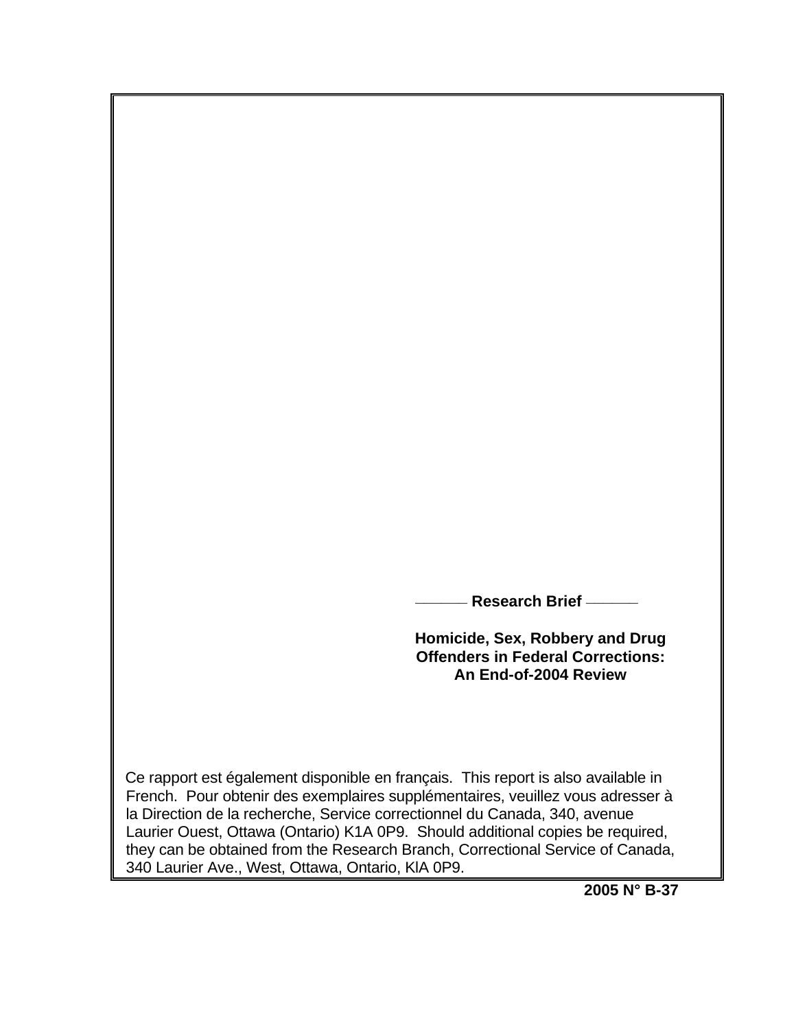Research Brief

# Homicide, Sex, Robbery and Drug Offenders in Federal Corrections: An End-of-2004 Review

Ce rapport est également disponible en français. This report is also available in French. Pour obtenir des exemplaires supplémentaires, veuillez vous adresser à la Direction de la recherche, Service correctionnel du Canada, 340, avenue Laurier Ouest, Ottawa (Ontario) K1A 0P9. Should additional copies be required, they can be obtained from the Research Branch, Correctional Service of Canada, 340 Laurier Ave., West, Ottawa, Ontario, KlA 0P9.

**2005 N° B-37**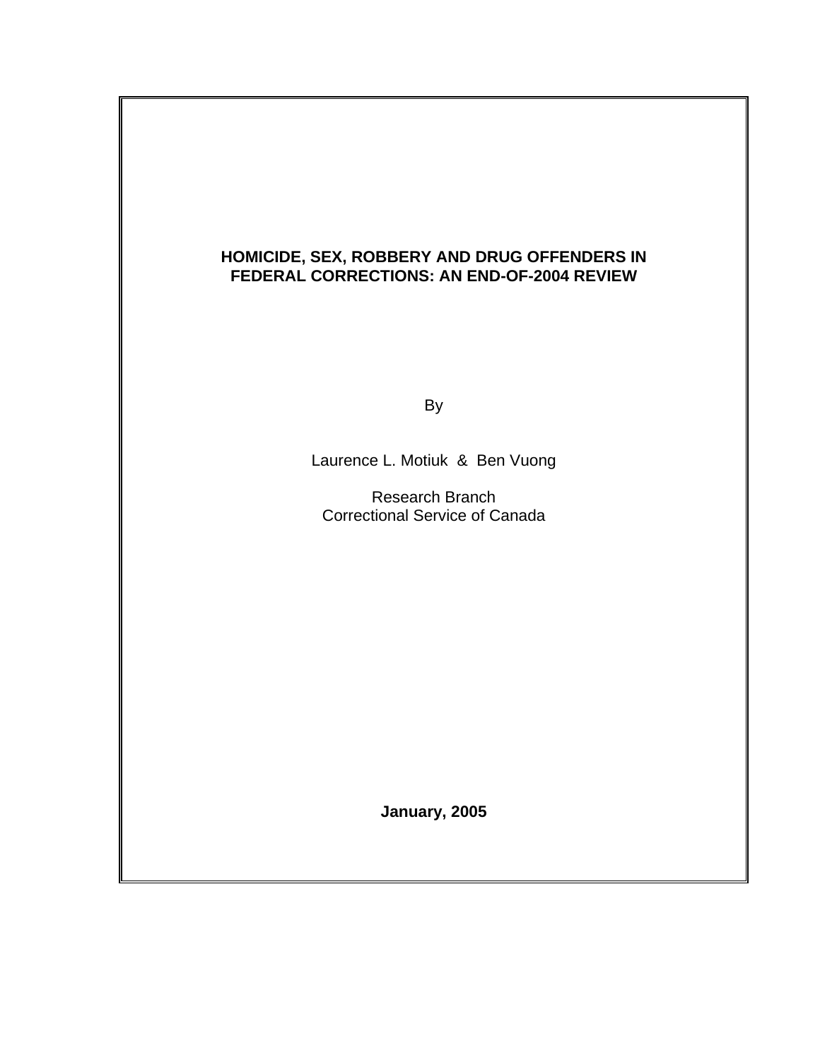# HOMICIDE, SEX, ROBBERY AND DRUG OFFENDERS IN FEDERAL CORRECTIONS: AN END-OF-2004 REVIEW

By

Laurence L. Motiuk & Ben Vuong

Research Branch
Correctional Service of Canada

**January, 2005**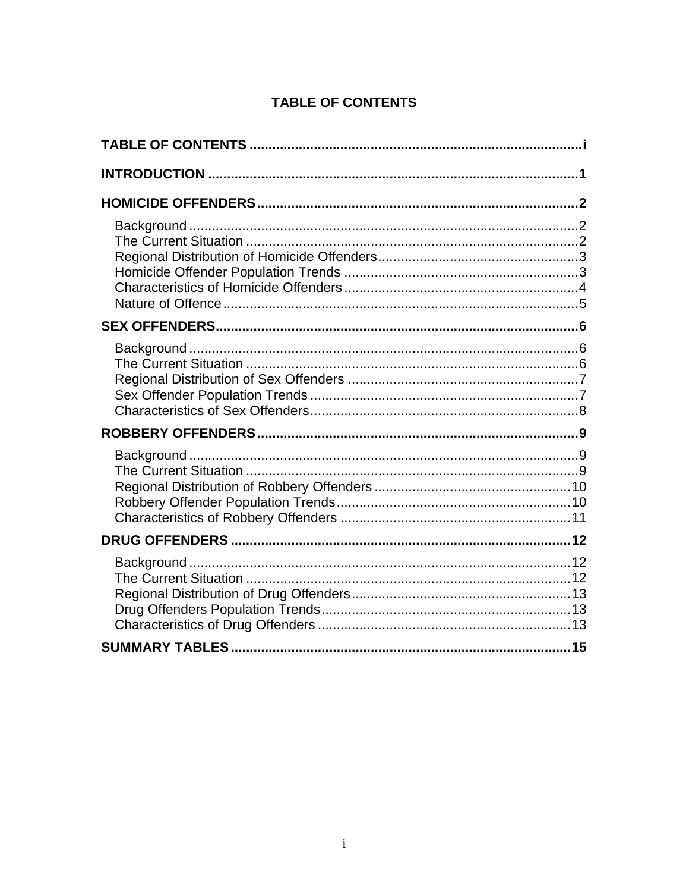# TABLE OF CONTENTS

**TABLE OF CONTENTS** ....................................................................................... **i**

**INTRODUCTION** ............................................................................................ **1**

**HOMICIDE OFFENDERS** .................................................................................. **2**

- Background ........................................................................................................ 2
- The Current Situation ......................................................................................... 2
- Regional Distribution of Homicide Offenders ..................................................... 3
- Homicide Offender Population Trends ................................................................ 3
- Characteristics of Homicide Offenders ............................................................... 4
- Nature of Offence ................................................................................................ 5

**SEX OFFENDERS** ........................................................................................... **6**

- Background ........................................................................................................ 6
- The Current Situation ......................................................................................... 6
- Regional Distribution of Sex Offenders .............................................................. 7
- Sex Offender Population Trends ........................................................................ 7
- Characteristics of Sex Offenders ........................................................................ 8

**ROBBERY OFFENDERS** .................................................................................. **9**

- Background ........................................................................................................ 9
- The Current Situation ......................................................................................... 9
- Regional Distribution of Robbery Offenders ..................................................... 10
- Robbery Offender Population Trends ............................................................... 10
- Characteristics of Robbery Offenders .............................................................. 11

**DRUG OFFENDERS** ....................................................................................... **12**

- Background ...................................................................................................... 12
- The Current Situation ....................................................................................... 12
- Regional Distribution of Drug Offenders ........................................................... 13
- Drug Offenders Population Trends ................................................................... 13
- Characteristics of Drug Offenders .................................................................... 13

**SUMMARY TABLES** ....................................................................................... **15**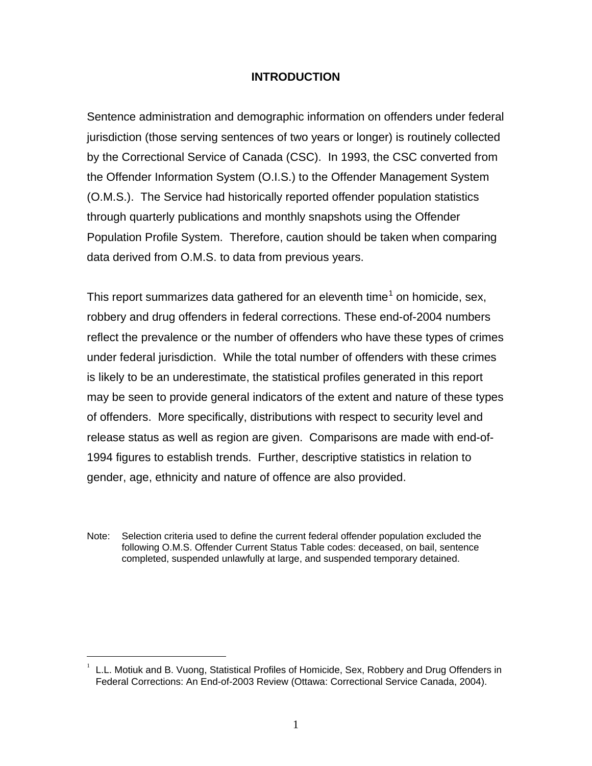# INTRODUCTION

Sentence administration and demographic information on offenders under federal jurisdiction (those serving sentences of two years or longer) is routinely collected by the Correctional Service of Canada (CSC). In 1993, the CSC converted from the Offender Information System (O.I.S.) to the Offender Management System (O.M.S.). The Service had historically reported offender population statistics through quarterly publications and monthly snapshots using the Offender Population Profile System. Therefore, caution should be taken when comparing data derived from O.M.S. to data from previous years.

This report summarizes data gathered for an eleventh time[1] on homicide, sex, robbery and drug offenders in federal corrections. These end-of-2004 numbers reflect the prevalence or the number of offenders who have these types of crimes under federal jurisdiction. While the total number of offenders with these crimes is likely to be an underestimate, the statistical profiles generated in this report may be seen to provide general indicators of the extent and nature of these types of offenders. More specifically, distributions with respect to security level and release status as well as region are given. Comparisons are made with end-of-1994 figures to establish trends. Further, descriptive statistics in relation to gender, age, ethnicity and nature of offence are also provided.

Note: Selection criteria used to define the current federal offender population excluded the following O.M.S. Offender Current Status Table codes: deceased, on bail, sentence completed, suspended unlawfully at large, and suspended temporary detained.

[1] L.L. Motiuk and B. Vuong, Statistical Profiles of Homicide, Sex, Robbery and Drug Offenders in Federal Corrections: An End-of-2003 Review (Ottawa: Correctional Service Canada, 2004).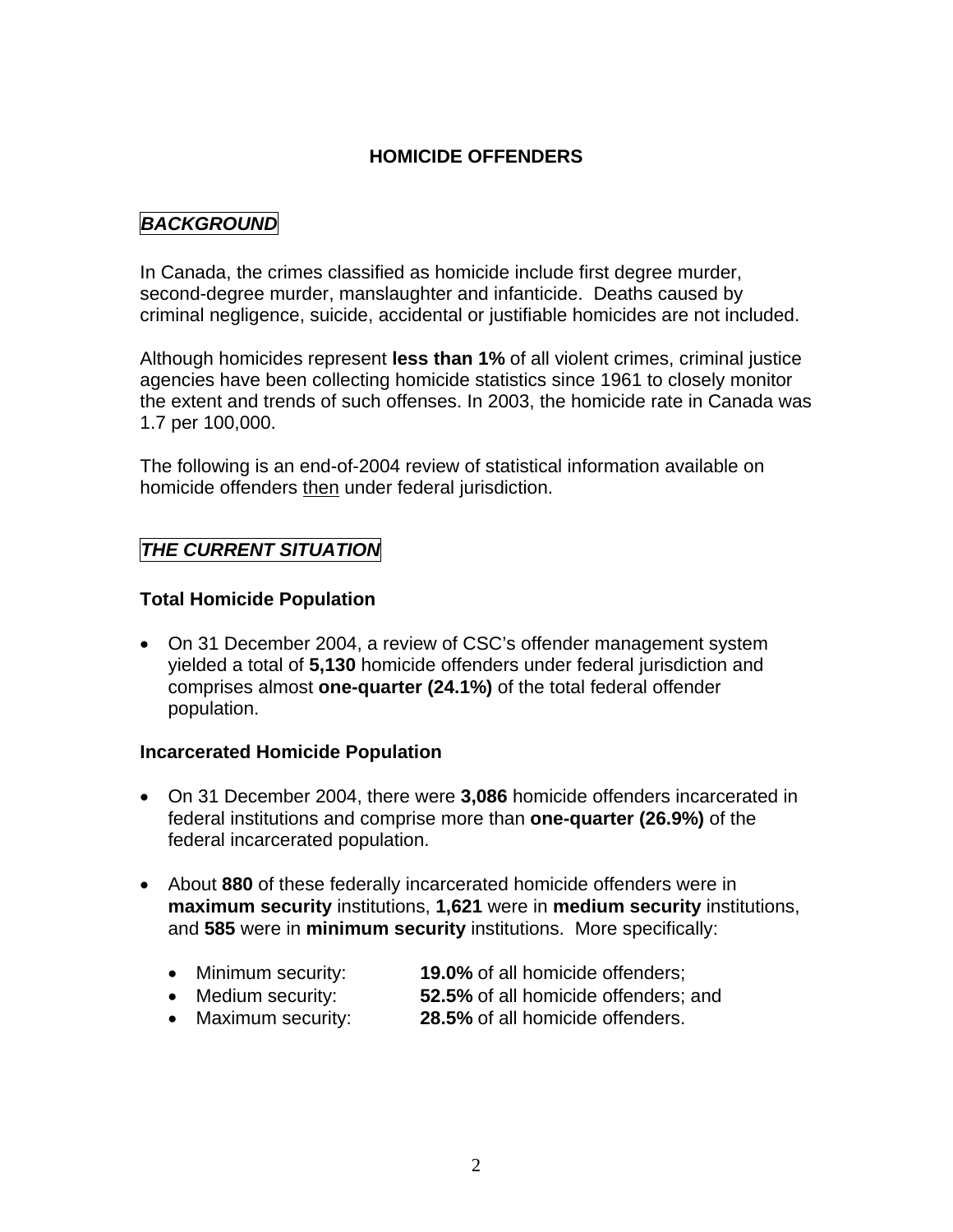# HOMICIDE OFFENDERS

## *BACKGROUND*

In Canada, the crimes classified as homicide include first degree murder, second-degree murder, manslaughter and infanticide. Deaths caused by criminal negligence, suicide, accidental or justifiable homicides are not included.

Although homicides represent **less than 1%** of all violent crimes, criminal justice agencies have been collecting homicide statistics since 1961 to closely monitor the extent and trends of such offenses. In 2003, the homicide rate in Canada was 1.7 per 100,000.

The following is an end-of-2004 review of statistical information available on homicide offenders then under federal jurisdiction.

## *THE CURRENT SITUATION*

### Total Homicide Population

- On 31 December 2004, a review of CSC's offender management system yielded a total of **5,130** homicide offenders under federal jurisdiction and comprises almost **one-quarter (24.1%)** of the total federal offender population.

### Incarcerated Homicide Population

- On 31 December 2004, there were **3,086** homicide offenders incarcerated in federal institutions and comprise more than **one-quarter (26.9%)** of the federal incarcerated population.

- About **880** of these federally incarcerated homicide offenders were in **maximum security** institutions, **1,621** were in **medium security** institutions, and **585** were in **minimum security** institutions. More specifically:
  - Minimum security: **19.0%** of all homicide offenders;
  - Medium security: **52.5%** of all homicide offenders; and
  - Maximum security: **28.5%** of all homicide offenders.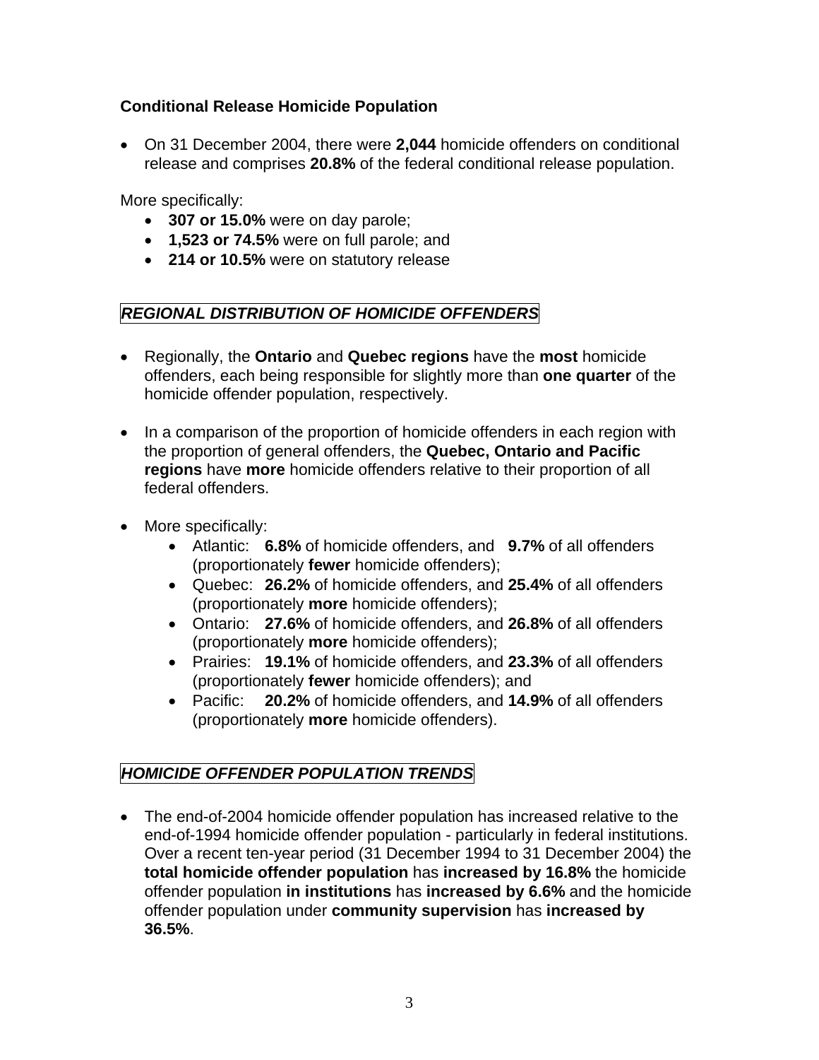**Conditional Release Homicide Population**

- On 31 December 2004, there were **2,044** homicide offenders on conditional release and comprises **20.8%** of the federal conditional release population.

More specifically:

- **307 or 15.0%** were on day parole;
- **1,523 or 74.5%** were on full parole; and
- **214 or 10.5%** were on statutory release

## ***REGIONAL DISTRIBUTION OF HOMICIDE OFFENDERS***

- Regionally, the **Ontario** and **Quebec regions** have the **most** homicide offenders, each being responsible for slightly more than **one quarter** of the homicide offender population, respectively.

- In a comparison of the proportion of homicide offenders in each region with the proportion of general offenders, the **Quebec, Ontario and Pacific regions** have **more** homicide offenders relative to their proportion of all federal offenders.

- More specifically:
    - Atlantic: **6.8%** of homicide offenders, and **9.7%** of all offenders (proportionately **fewer** homicide offenders);
    - Quebec: **26.2%** of homicide offenders, and **25.4%** of all offenders (proportionately **more** homicide offenders);
    - Ontario: **27.6%** of homicide offenders, and **26.8%** of all offenders (proportionately **more** homicide offenders);
    - Prairies: **19.1%** of homicide offenders, and **23.3%** of all offenders (proportionately **fewer** homicide offenders); and
    - Pacific: **20.2%** of homicide offenders, and **14.9%** of all offenders (proportionately **more** homicide offenders).

## ***HOMICIDE OFFENDER POPULATION TRENDS***

- The end-of-2004 homicide offender population has increased relative to the end-of-1994 homicide offender population - particularly in federal institutions. Over a recent ten-year period (31 December 1994 to 31 December 2004) the **total homicide offender population** has **increased by 16.8%** the homicide offender population **in institutions** has **increased by 6.6%** and the homicide offender population under **community supervision** has **increased by 36.5%**.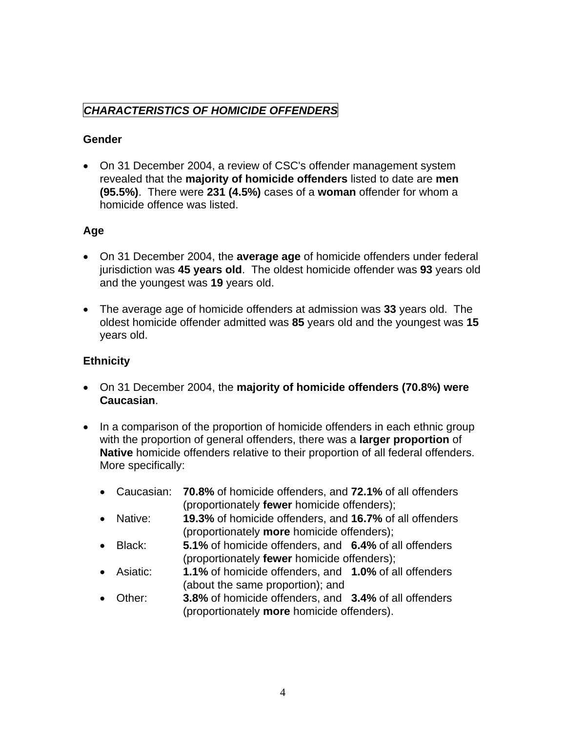## *CHARACTERISTICS OF HOMICIDE OFFENDERS*

### Gender

- On 31 December 2004, a review of CSC's offender management system revealed that the **majority of homicide offenders** listed to date are **men (95.5%)**. There were **231 (4.5%)** cases of a **woman** offender for whom a homicide offence was listed.

### Age

- On 31 December 2004, the **average age** of homicide offenders under federal jurisdiction was **45 years old**. The oldest homicide offender was **93** years old and the youngest was **19** years old.

- The average age of homicide offenders at admission was **33** years old. The oldest homicide offender admitted was **85** years old and the youngest was **15** years old.

### Ethnicity

- On 31 December 2004, the **majority of homicide offenders (70.8%) were Caucasian**.

- In a comparison of the proportion of homicide offenders in each ethnic group with the proportion of general offenders, there was a **larger proportion** of **Native** homicide offenders relative to their proportion of all federal offenders. More specifically:

  - Caucasian: **70.8%** of homicide offenders, and **72.1%** of all offenders (proportionately **fewer** homicide offenders);
  - Native: **19.3%** of homicide offenders, and **16.7%** of all offenders (proportionately **more** homicide offenders);
  - Black: **5.1%** of homicide offenders, and **6.4%** of all offenders (proportionately **fewer** homicide offenders);
  - Asiatic: **1.1%** of homicide offenders, and **1.0%** of all offenders (about the same proportion); and
  - Other: **3.8%** of homicide offenders, and **3.4%** of all offenders (proportionately **more** homicide offenders).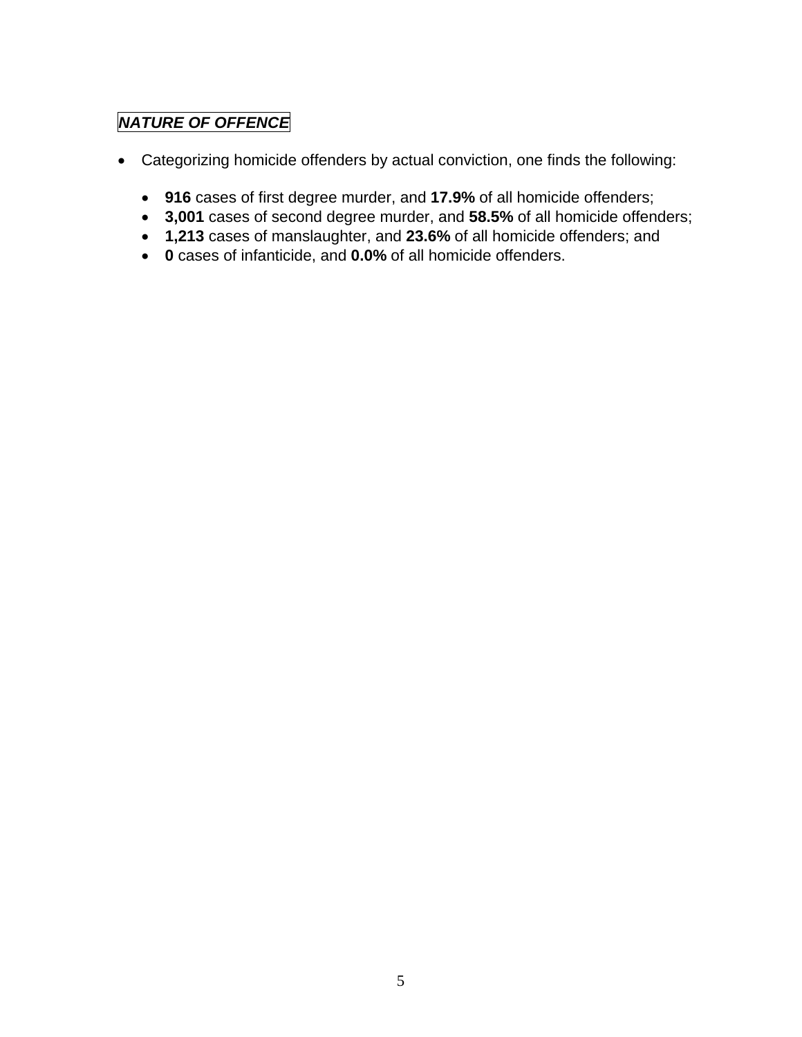## ***NATURE OF OFFENCE***

- Categorizing homicide offenders by actual conviction, one finds the following:
    - **916** cases of first degree murder, and **17.9%** of all homicide offenders;
    - **3,001** cases of second degree murder, and **58.5%** of all homicide offenders;
    - **1,213** cases of manslaughter, and **23.6%** of all homicide offenders; and
    - **0** cases of infanticide, and **0.0%** of all homicide offenders.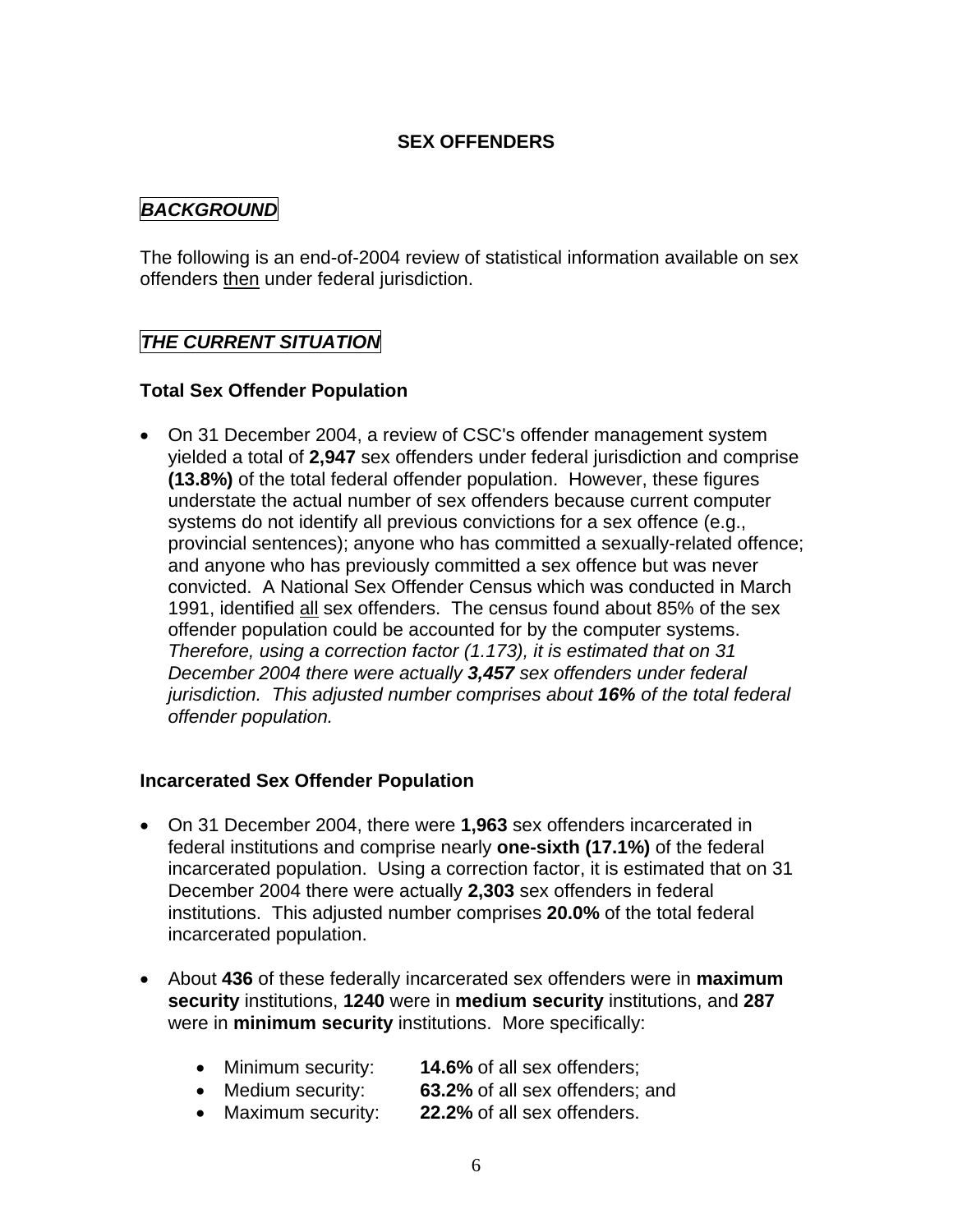# SEX OFFENDERS

## *BACKGROUND*

The following is an end-of-2004 review of statistical information available on sex offenders then under federal jurisdiction.

## *THE CURRENT SITUATION*

### Total Sex Offender Population

- On 31 December 2004, a review of CSC's offender management system yielded a total of **2,947** sex offenders under federal jurisdiction and comprise **(13.8%)** of the total federal offender population. However, these figures understate the actual number of sex offenders because current computer systems do not identify all previous convictions for a sex offence (e.g., provincial sentences); anyone who has committed a sexually-related offence; and anyone who has previously committed a sex offence but was never convicted. A National Sex Offender Census which was conducted in March 1991, identified all sex offenders. The census found about 85% of the sex offender population could be accounted for by the computer systems. *Therefore, using a correction factor (1.173), it is estimated that on 31 December 2004 there were actually* ***3,457*** *sex offenders under federal jurisdiction. This adjusted number comprises about* ***16%*** *of the total federal offender population.*

### Incarcerated Sex Offender Population

- On 31 December 2004, there were **1,963** sex offenders incarcerated in federal institutions and comprise nearly **one-sixth (17.1%)** of the federal incarcerated population. Using a correction factor, it is estimated that on 31 December 2004 there were actually **2,303** sex offenders in federal institutions. This adjusted number comprises **20.0%** of the total federal incarcerated population.

- About **436** of these federally incarcerated sex offenders were in **maximum security** institutions, **1240** were in **medium security** institutions, and **287** were in **minimum security** institutions. More specifically:

  - Minimum security: **14.6%** of all sex offenders;
  - Medium security: **63.2%** of all sex offenders; and
  - Maximum security: **22.2%** of all sex offenders.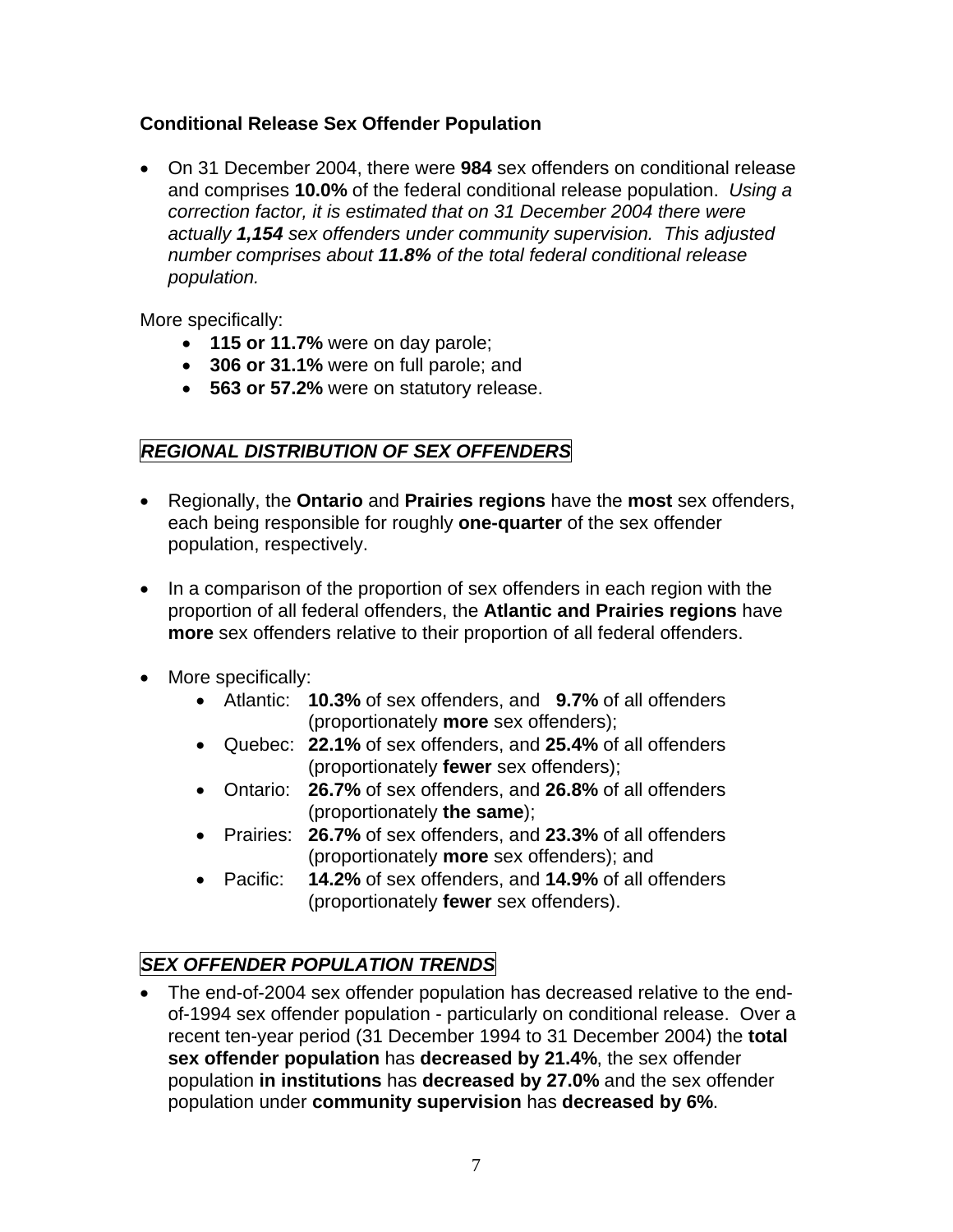**Conditional Release Sex Offender Population**

- On 31 December 2004, there were **984** sex offenders on conditional release and comprises **10.0%** of the federal conditional release population. *Using a correction factor, it is estimated that on 31 December 2004 there were actually **1,154** sex offenders under community supervision. This adjusted number comprises about **11.8%** of the total federal conditional release population.*

More specifically:

- **115 or 11.7%** were on day parole;
- **306 or 31.1%** were on full parole; and
- **563 or 57.2%** were on statutory release.

## *REGIONAL DISTRIBUTION OF SEX OFFENDERS*

- Regionally, the **Ontario** and **Prairies regions** have the **most** sex offenders, each being responsible for roughly **one-quarter** of the sex offender population, respectively.

- In a comparison of the proportion of sex offenders in each region with the proportion of all federal offenders, the **Atlantic and Prairies regions** have **more** sex offenders relative to their proportion of all federal offenders.

- More specifically:
  - Atlantic: **10.3%** of sex offenders, and **9.7%** of all offenders (proportionately **more** sex offenders);
  - Quebec: **22.1%** of sex offenders, and **25.4%** of all offenders (proportionately **fewer** sex offenders);
  - Ontario: **26.7%** of sex offenders, and **26.8%** of all offenders (proportionately **the same**);
  - Prairies: **26.7%** of sex offenders, and **23.3%** of all offenders (proportionately **more** sex offenders); and
  - Pacific: **14.2%** of sex offenders, and **14.9%** of all offenders (proportionately **fewer** sex offenders).

## *SEX OFFENDER POPULATION TRENDS*

- The end-of-2004 sex offender population has decreased relative to the end-of-1994 sex offender population - particularly on conditional release. Over a recent ten-year period (31 December 1994 to 31 December 2004) the **total sex offender population** has **decreased by 21.4%**, the sex offender population **in institutions** has **decreased by 27.0%** and the sex offender population under **community supervision** has **decreased by 6%**.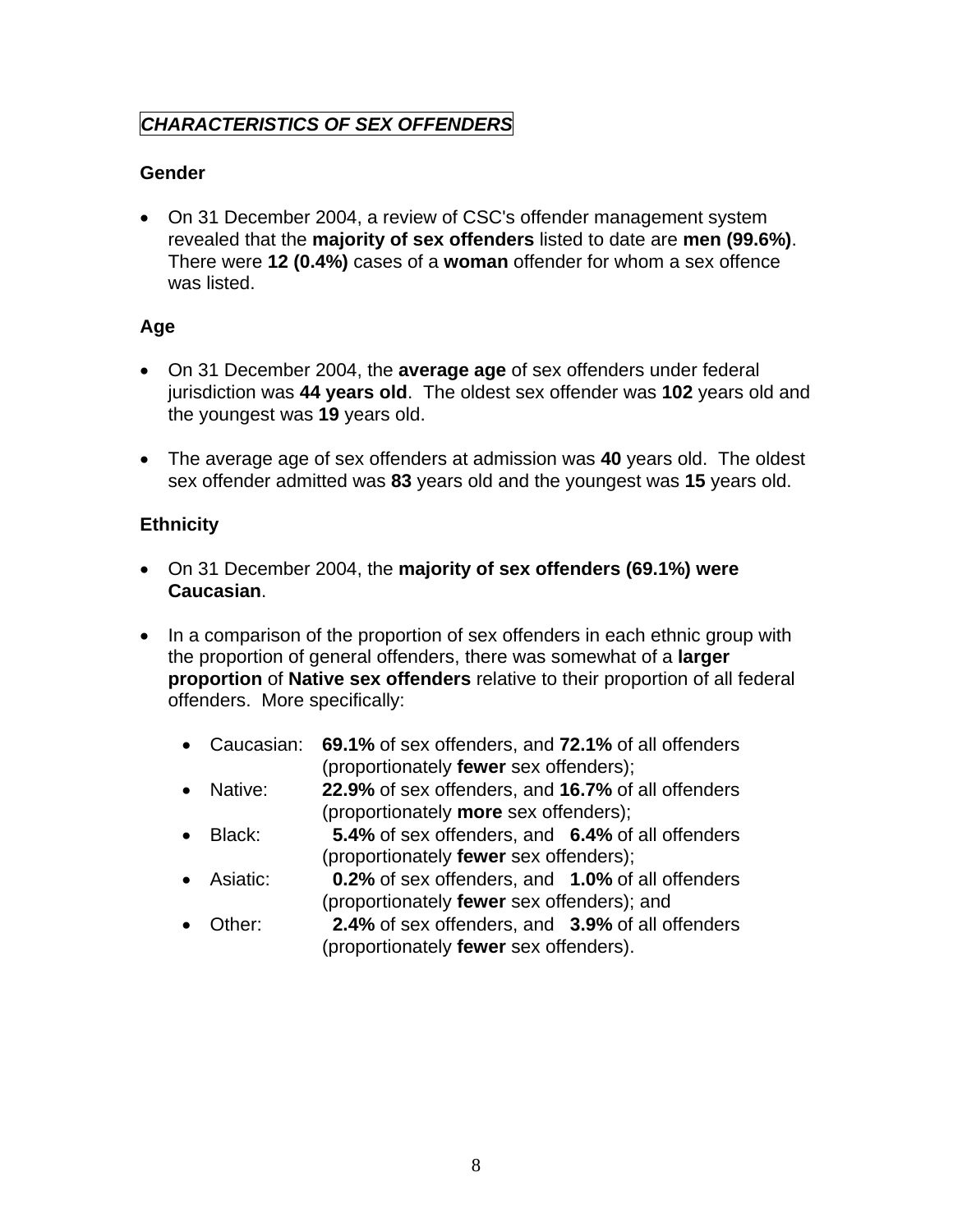## *CHARACTERISTICS OF SEX OFFENDERS*

### Gender

- On 31 December 2004, a review of CSC's offender management system revealed that the **majority of sex offenders** listed to date are **men (99.6%)**. There were **12 (0.4%)** cases of a **woman** offender for whom a sex offence was listed.

### Age

- On 31 December 2004, the **average age** of sex offenders under federal jurisdiction was **44 years old**. The oldest sex offender was **102** years old and the youngest was **19** years old.

- The average age of sex offenders at admission was **40** years old. The oldest sex offender admitted was **83** years old and the youngest was **15** years old.

### Ethnicity

- On 31 December 2004, the **majority of sex offenders (69.1%) were Caucasian**.

- In a comparison of the proportion of sex offenders in each ethnic group with the proportion of general offenders, there was somewhat of a **larger proportion** of **Native sex offenders** relative to their proportion of all federal offenders. More specifically:

  - Caucasian: **69.1%** of sex offenders, and **72.1%** of all offenders (proportionately **fewer** sex offenders);
  - Native: **22.9%** of sex offenders, and **16.7%** of all offenders (proportionately **more** sex offenders);
  - Black: **5.4%** of sex offenders, and **6.4%** of all offenders (proportionately **fewer** sex offenders);
  - Asiatic: **0.2%** of sex offenders, and **1.0%** of all offenders (proportionately **fewer** sex offenders); and
  - Other: **2.4%** of sex offenders, and **3.9%** of all offenders (proportionately **fewer** sex offenders).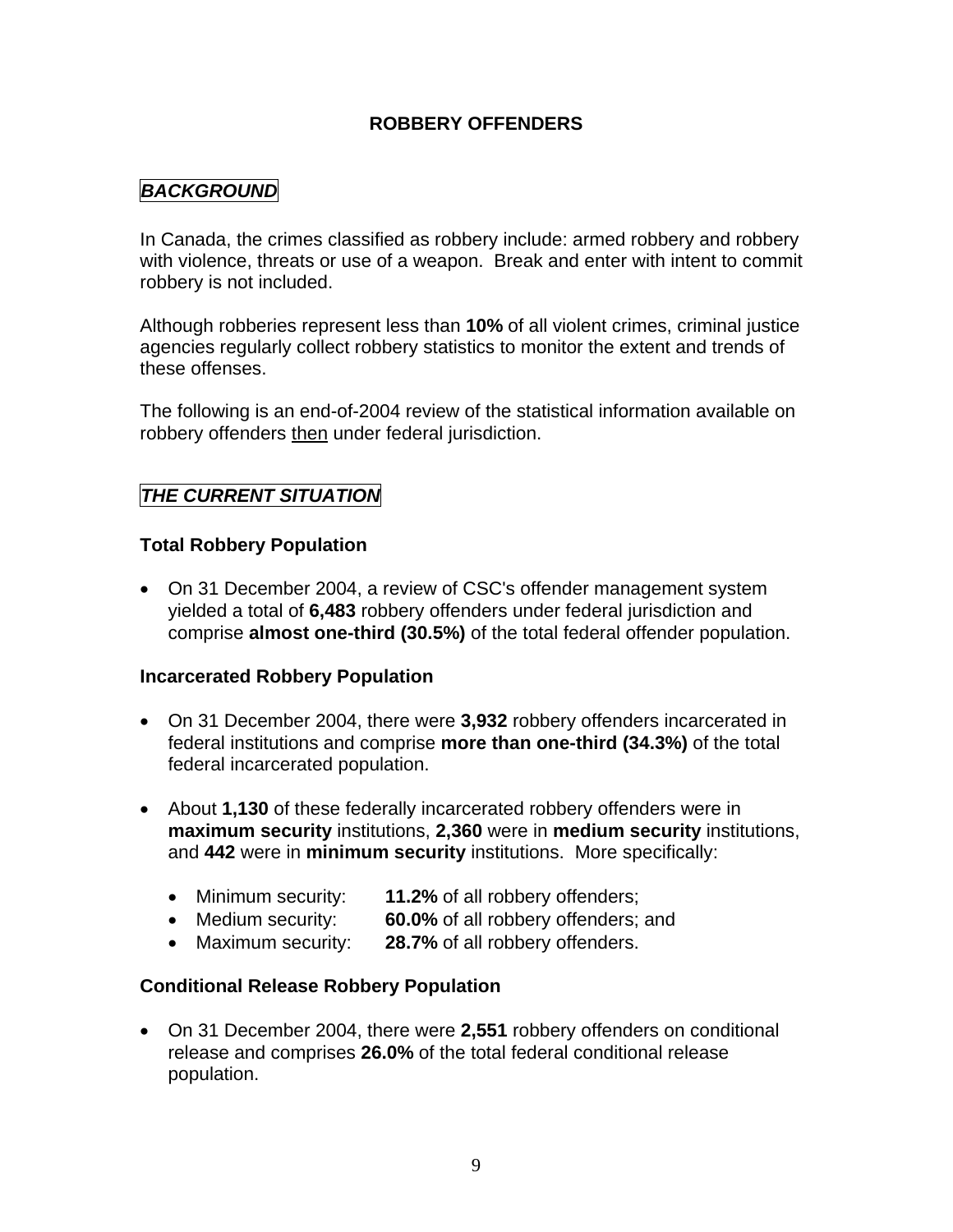# ROBBERY OFFENDERS

## *BACKGROUND*

In Canada, the crimes classified as robbery include: armed robbery and robbery with violence, threats or use of a weapon. Break and enter with intent to commit robbery is not included.

Although robberies represent less than **10%** of all violent crimes, criminal justice agencies regularly collect robbery statistics to monitor the extent and trends of these offenses.

The following is an end-of-2004 review of the statistical information available on robbery offenders then under federal jurisdiction.

## *THE CURRENT SITUATION*

### Total Robbery Population

- On 31 December 2004, a review of CSC's offender management system yielded a total of **6,483** robbery offenders under federal jurisdiction and comprise **almost one-third (30.5%)** of the total federal offender population.

### Incarcerated Robbery Population

- On 31 December 2004, there were **3,932** robbery offenders incarcerated in federal institutions and comprise **more than one-third (34.3%)** of the total federal incarcerated population.

- About **1,130** of these federally incarcerated robbery offenders were in **maximum security** institutions, **2,360** were in **medium security** institutions, and **442** were in **minimum security** institutions. More specifically:
  - Minimum security: **11.2%** of all robbery offenders;
  - Medium security: **60.0%** of all robbery offenders; and
  - Maximum security: **28.7%** of all robbery offenders.

### Conditional Release Robbery Population

- On 31 December 2004, there were **2,551** robbery offenders on conditional release and comprises **26.0%** of the total federal conditional release population.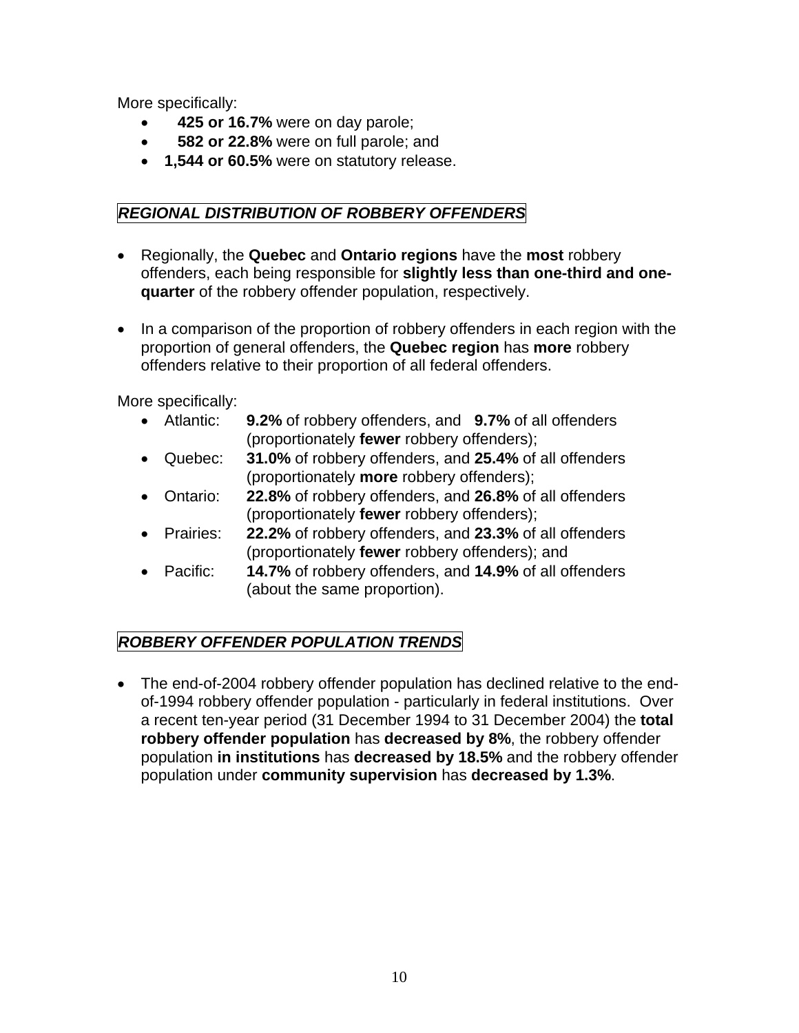More specifically:

- **425 or 16.7%** were on day parole;
- **582 or 22.8%** were on full parole; and
- **1,544 or 60.5%** were on statutory release.

## *REGIONAL DISTRIBUTION OF ROBBERY OFFENDERS*

- Regionally, the **Quebec** and **Ontario regions** have the **most** robbery offenders, each being responsible for **slightly less than one-third and one-quarter** of the robbery offender population, respectively.

- In a comparison of the proportion of robbery offenders in each region with the proportion of general offenders, the **Quebec region** has **more** robbery offenders relative to their proportion of all federal offenders.

More specifically:

- Atlantic: **9.2%** of robbery offenders, and **9.7%** of all offenders (proportionately **fewer** robbery offenders);
- Quebec: **31.0%** of robbery offenders, and **25.4%** of all offenders (proportionately **more** robbery offenders);
- Ontario: **22.8%** of robbery offenders, and **26.8%** of all offenders (proportionately **fewer** robbery offenders);
- Prairies: **22.2%** of robbery offenders, and **23.3%** of all offenders (proportionately **fewer** robbery offenders); and
- Pacific: **14.7%** of robbery offenders, and **14.9%** of all offenders (about the same proportion).

## *ROBBERY OFFENDER POPULATION TRENDS*

- The end-of-2004 robbery offender population has declined relative to the end-of-1994 robbery offender population - particularly in federal institutions. Over a recent ten-year period (31 December 1994 to 31 December 2004) the **total robbery offender population** has **decreased by 8%**, the robbery offender population **in institutions** has **decreased by 18.5%** and the robbery offender population under **community supervision** has **decreased by 1.3%**.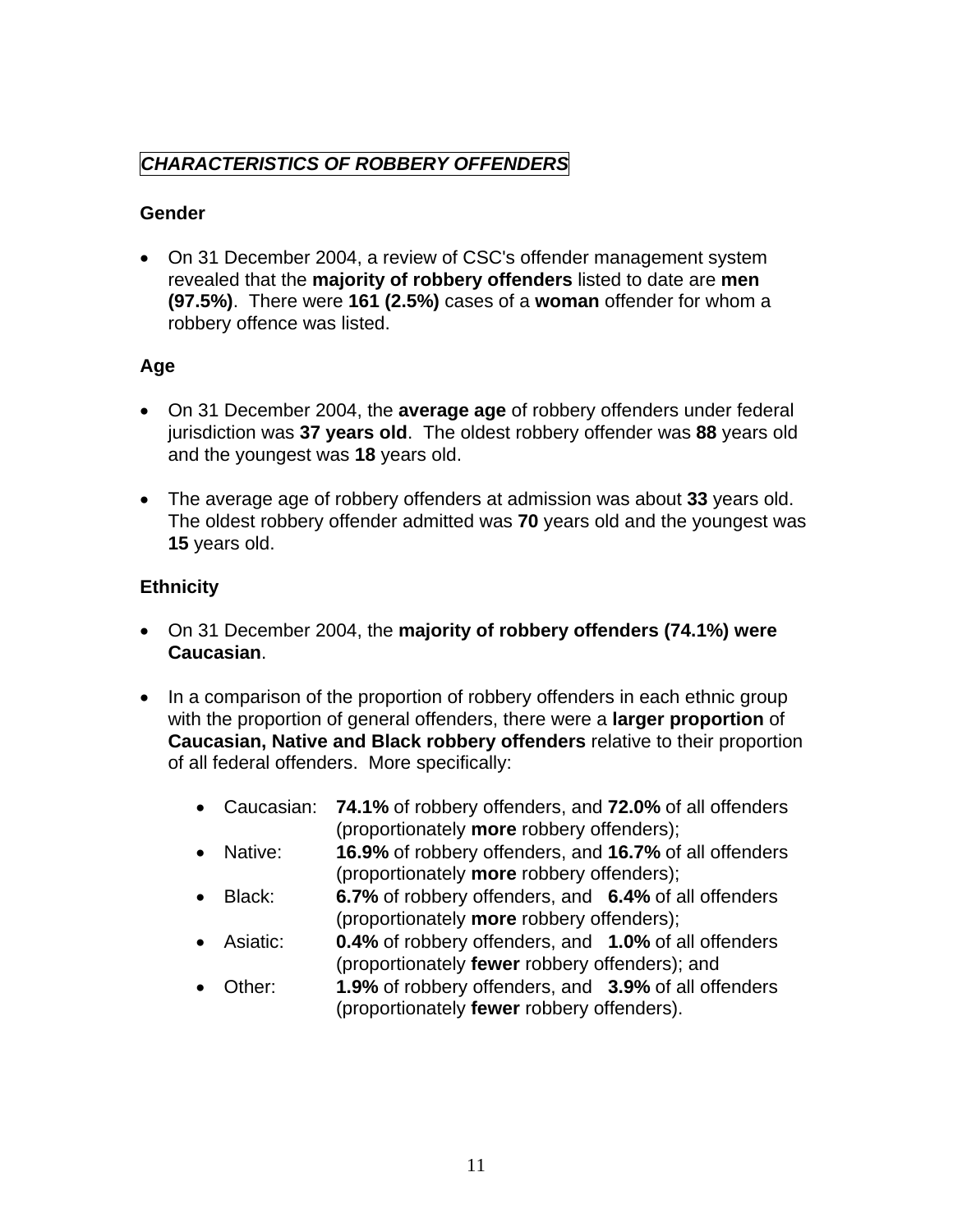## *CHARACTERISTICS OF ROBBERY OFFENDERS*

### Gender

- On 31 December 2004, a review of CSC's offender management system revealed that the **majority of robbery offenders** listed to date are **men (97.5%)**. There were **161 (2.5%)** cases of a **woman** offender for whom a robbery offence was listed.

### Age

- On 31 December 2004, the **average age** of robbery offenders under federal jurisdiction was **37 years old**. The oldest robbery offender was **88** years old and the youngest was **18** years old.

- The average age of robbery offenders at admission was about **33** years old. The oldest robbery offender admitted was **70** years old and the youngest was **15** years old.

### Ethnicity

- On 31 December 2004, the **majority of robbery offenders (74.1%) were Caucasian**.

- In a comparison of the proportion of robbery offenders in each ethnic group with the proportion of general offenders, there were a **larger proportion** of **Caucasian, Native and Black robbery offenders** relative to their proportion of all federal offenders. More specifically:

  - Caucasian: **74.1%** of robbery offenders, and **72.0%** of all offenders (proportionately **more** robbery offenders);
  - Native: **16.9%** of robbery offenders, and **16.7%** of all offenders (proportionately **more** robbery offenders);
  - Black: **6.7%** of robbery offenders, and **6.4%** of all offenders (proportionately **more** robbery offenders);
  - Asiatic: **0.4%** of robbery offenders, and **1.0%** of all offenders (proportionately **fewer** robbery offenders); and
  - Other: **1.9%** of robbery offenders, and **3.9%** of all offenders (proportionately **fewer** robbery offenders).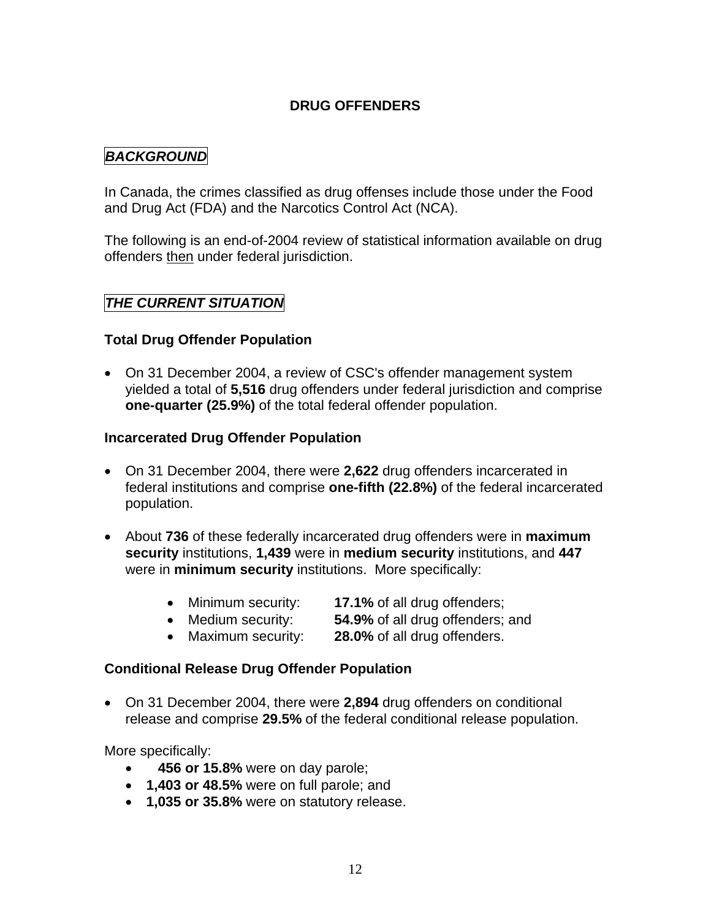# DRUG OFFENDERS

## *BACKGROUND*

In Canada, the crimes classified as drug offenses include those under the Food and Drug Act (FDA) and the Narcotics Control Act (NCA).

The following is an end-of-2004 review of statistical information available on drug offenders then under federal jurisdiction.

## *THE CURRENT SITUATION*

### Total Drug Offender Population

- On 31 December 2004, a review of CSC's offender management system yielded a total of **5,516** drug offenders under federal jurisdiction and comprise **one-quarter (25.9%)** of the total federal offender population.

### Incarcerated Drug Offender Population

- On 31 December 2004, there were **2,622** drug offenders incarcerated in federal institutions and comprise **one-fifth (22.8%)** of the federal incarcerated population.

- About **736** of these federally incarcerated drug offenders were in **maximum security** institutions, **1,439** were in **medium security** institutions, and **447** were in **minimum security** institutions. More specifically:

  - Minimum security: **17.1%** of all drug offenders;
  - Medium security: **54.9%** of all drug offenders; and
  - Maximum security: **28.0%** of all drug offenders.

### Conditional Release Drug Offender Population

- On 31 December 2004, there were **2,894** drug offenders on conditional release and comprise **29.5%** of the federal conditional release population.

More specifically:

- **456 or 15.8%** were on day parole;
- **1,403 or 48.5%** were on full parole; and
- **1,035 or 35.8%** were on statutory release.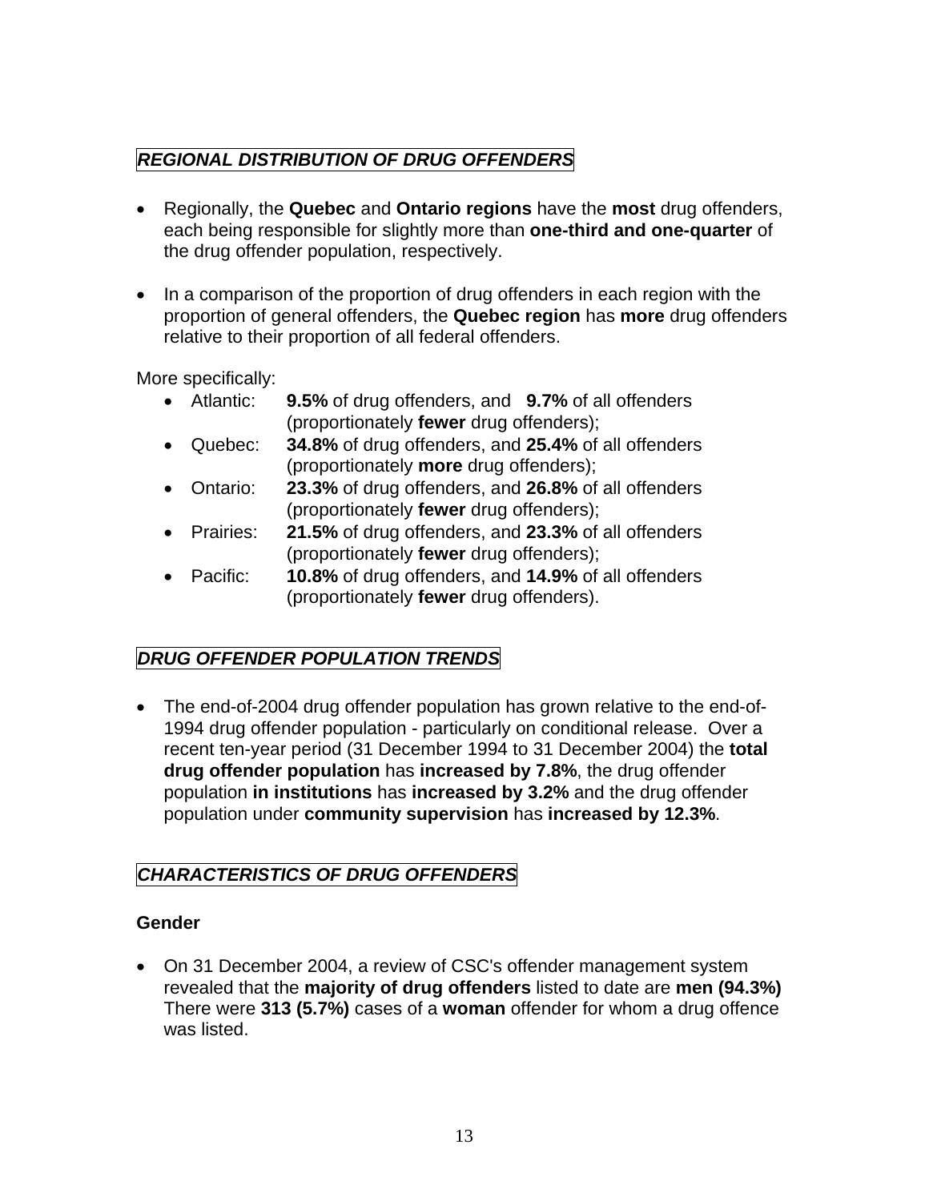## ***REGIONAL DISTRIBUTION OF DRUG OFFENDERS***

- Regionally, the **Quebec** and **Ontario regions** have the **most** drug offenders, each being responsible for slightly more than **one-third and one-quarter** of the drug offender population, respectively.

- In a comparison of the proportion of drug offenders in each region with the proportion of general offenders, the **Quebec region** has **more** drug offenders relative to their proportion of all federal offenders.

More specifically:

- Atlantic: **9.5%** of drug offenders, and **9.7%** of all offenders (proportionately **fewer** drug offenders);
- Quebec: **34.8%** of drug offenders, and **25.4%** of all offenders (proportionately **more** drug offenders);
- Ontario: **23.3%** of drug offenders, and **26.8%** of all offenders (proportionately **fewer** drug offenders);
- Prairies: **21.5%** of drug offenders, and **23.3%** of all offenders (proportionately **fewer** drug offenders);
- Pacific: **10.8%** of drug offenders, and **14.9%** of all offenders (proportionately **fewer** drug offenders).

## ***DRUG OFFENDER POPULATION TRENDS***

- The end-of-2004 drug offender population has grown relative to the end-of-1994 drug offender population - particularly on conditional release. Over a recent ten-year period (31 December 1994 to 31 December 2004) the **total drug offender population** has **increased by 7.8%**, the drug offender population **in institutions** has **increased by 3.2%** and the drug offender population under **community supervision** has **increased by 12.3%**.

## ***CHARACTERISTICS OF DRUG OFFENDERS***

### Gender

- On 31 December 2004, a review of CSC's offender management system revealed that the **majority of drug offenders** listed to date are **men (94.3%)** There were **313 (5.7%)** cases of a **woman** offender for whom a drug offence was listed.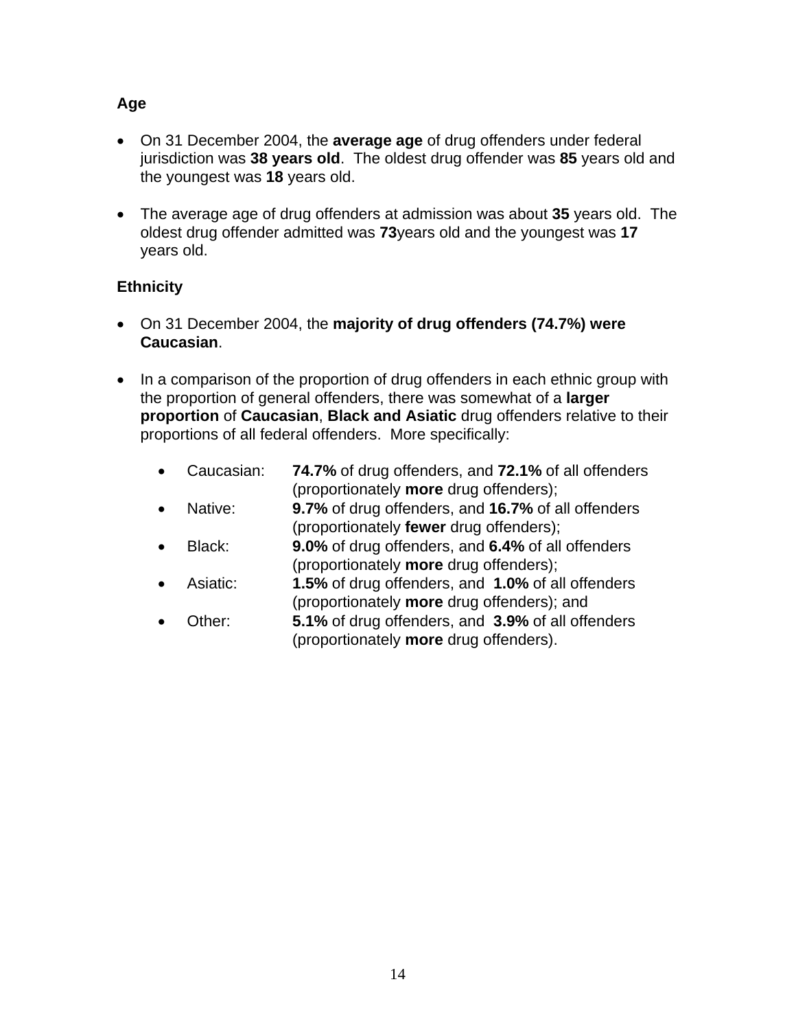### Age

- On 31 December 2004, the **average age** of drug offenders under federal jurisdiction was **38 years old**. The oldest drug offender was **85** years old and the youngest was **18** years old.

- The average age of drug offenders at admission was about **35** years old. The oldest drug offender admitted was **73**years old and the youngest was **17** years old.

### Ethnicity

- On 31 December 2004, the **majority of drug offenders (74.7%) were Caucasian**.

- In a comparison of the proportion of drug offenders in each ethnic group with the proportion of general offenders, there was somewhat of a **larger proportion** of **Caucasian**, **Black and Asiatic** drug offenders relative to their proportions of all federal offenders. More specifically:

  - Caucasian: **74.7%** of drug offenders, and **72.1%** of all offenders (proportionately **more** drug offenders);
  - Native: **9.7%** of drug offenders, and **16.7%** of all offenders (proportionately **fewer** drug offenders);
  - Black: **9.0%** of drug offenders, and **6.4%** of all offenders (proportionately **more** drug offenders);
  - Asiatic: **1.5%** of drug offenders, and **1.0%** of all offenders (proportionately **more** drug offenders); and
  - Other: **5.1%** of drug offenders, and **3.9%** of all offenders (proportionately **more** drug offenders).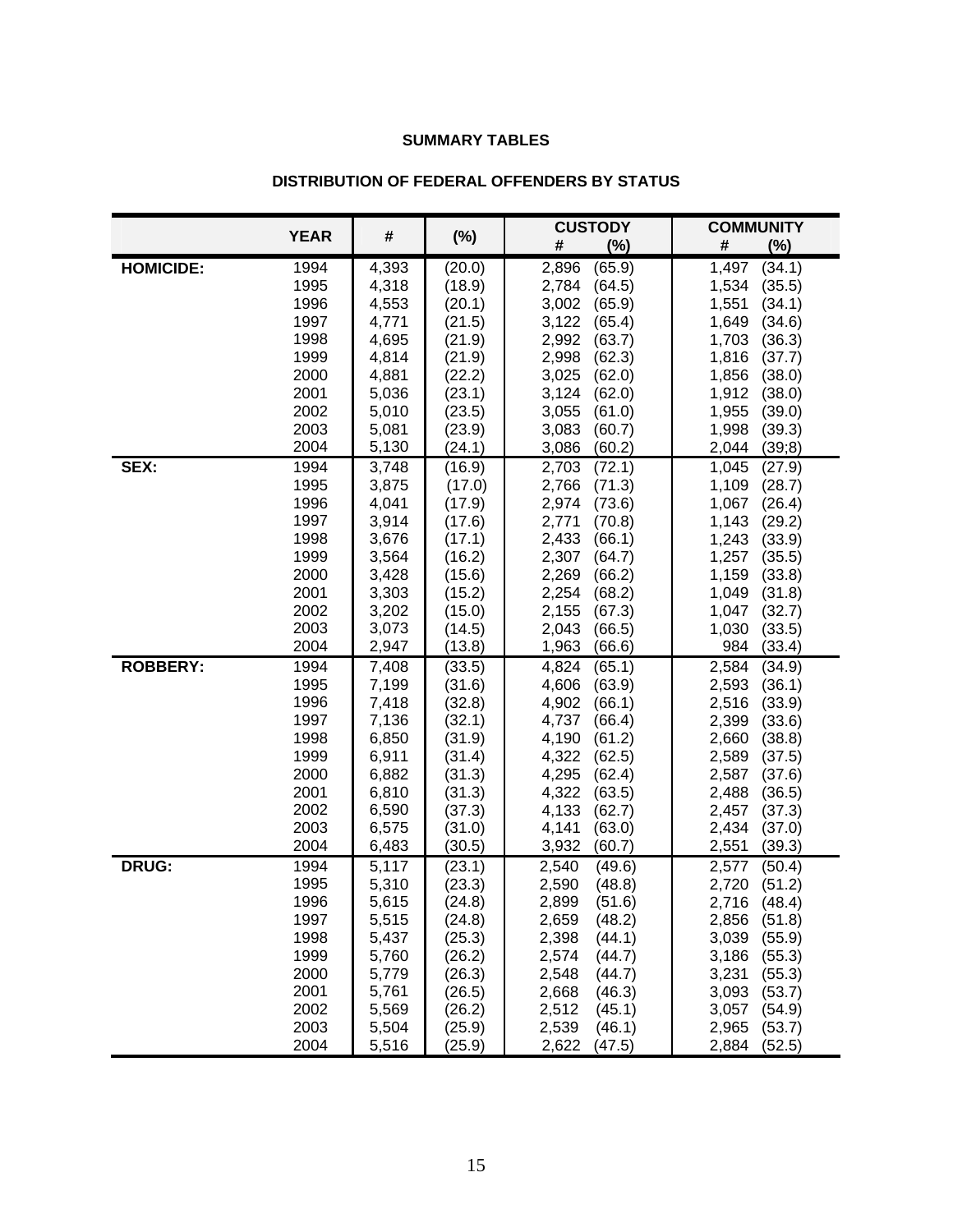**SUMMARY TABLES**

**DISTRIBUTION OF FEDERAL OFFENDERS BY STATUS**

| | YEAR | # | (%) | CUSTODY # | CUSTODY (%) | COMMUNITY # | COMMUNITY (%) |
|---|---|---|---|---|---|---|---|
| **HOMICIDE:** | 1994 | 4,393 | (20.0) | 2,896 | (65.9) | 1,497 | (34.1) |
| | 1995 | 4,318 | (18.9) | 2,784 | (64.5) | 1,534 | (35.5) |
| | 1996 | 4,553 | (20.1) | 3,002 | (65.9) | 1,551 | (34.1) |
| | 1997 | 4,771 | (21.5) | 3,122 | (65.4) | 1,649 | (34.6) |
| | 1998 | 4,695 | (21.9) | 2,992 | (63.7) | 1,703 | (36.3) |
| | 1999 | 4,814 | (21.9) | 2,998 | (62.3) | 1,816 | (37.7) |
| | 2000 | 4,881 | (22.2) | 3,025 | (62.0) | 1,856 | (38.0) |
| | 2001 | 5,036 | (23.1) | 3,124 | (62.0) | 1,912 | (38.0) |
| | 2002 | 5,010 | (23.5) | 3,055 | (61.0) | 1,955 | (39.0) |
| | 2003 | 5,081 | (23.9) | 3,083 | (60.7) | 1,998 | (39.3) |
| | 2004 | 5,130 | (24.1) | 3,086 | (60.2) | 2,044 | (39;8) |
| **SEX:** | 1994 | 3,748 | (16.9) | 2,703 | (72.1) | 1,045 | (27.9) |
| | 1995 | 3,875 | (17.0) | 2,766 | (71.3) | 1,109 | (28.7) |
| | 1996 | 4,041 | (17.9) | 2,974 | (73.6) | 1,067 | (26.4) |
| | 1997 | 3,914 | (17.6) | 2,771 | (70.8) | 1,143 | (29.2) |
| | 1998 | 3,676 | (17.1) | 2,433 | (66.1) | 1,243 | (33.9) |
| | 1999 | 3,564 | (16.2) | 2,307 | (64.7) | 1,257 | (35.5) |
| | 2000 | 3,428 | (15.6) | 2,269 | (66.2) | 1,159 | (33.8) |
| | 2001 | 3,303 | (15.2) | 2,254 | (68.2) | 1,049 | (31.8) |
| | 2002 | 3,202 | (15.0) | 2,155 | (67.3) | 1,047 | (32.7) |
| | 2003 | 3,073 | (14.5) | 2,043 | (66.5) | 1,030 | (33.5) |
| | 2004 | 2,947 | (13.8) | 1,963 | (66.6) | 984 | (33.4) |
| **ROBBERY:** | 1994 | 7,408 | (33.5) | 4,824 | (65.1) | 2,584 | (34.9) |
| | 1995 | 7,199 | (31.6) | 4,606 | (63.9) | 2,593 | (36.1) |
| | 1996 | 7,418 | (32.8) | 4,902 | (66.1) | 2,516 | (33.9) |
| | 1997 | 7,136 | (32.1) | 4,737 | (66.4) | 2,399 | (33.6) |
| | 1998 | 6,850 | (31.9) | 4,190 | (61.2) | 2,660 | (38.8) |
| | 1999 | 6,911 | (31.4) | 4,322 | (62.5) | 2,589 | (37.5) |
| | 2000 | 6,882 | (31.3) | 4,295 | (62.4) | 2,587 | (37.6) |
| | 2001 | 6,810 | (31.3) | 4,322 | (63.5) | 2,488 | (36.5) |
| | 2002 | 6,590 | (37.3) | 4,133 | (62.7) | 2,457 | (37.3) |
| | 2003 | 6,575 | (31.0) | 4,141 | (63.0) | 2,434 | (37.0) |
| | 2004 | 6,483 | (30.5) | 3,932 | (60.7) | 2,551 | (39.3) |
| **DRUG:** | 1994 | 5,117 | (23.1) | 2,540 | (49.6) | 2,577 | (50.4) |
| | 1995 | 5,310 | (23.3) | 2,590 | (48.8) | 2,720 | (51.2) |
| | 1996 | 5,615 | (24.8) | 2,899 | (51.6) | 2,716 | (48.4) |
| | 1997 | 5,515 | (24.8) | 2,659 | (48.2) | 2,856 | (51.8) |
| | 1998 | 5,437 | (25.3) | 2,398 | (44.1) | 3,039 | (55.9) |
| | 1999 | 5,760 | (26.2) | 2,574 | (44.7) | 3,186 | (55.3) |
| | 2000 | 5,779 | (26.3) | 2,548 | (44.7) | 3,231 | (55.3) |
| | 2001 | 5,761 | (26.5) | 2,668 | (46.3) | 3,093 | (53.7) |
| | 2002 | 5,569 | (26.2) | 2,512 | (45.1) | 3,057 | (54.9) |
| | 2003 | 5,504 | (25.9) | 2,539 | (46.1) | 2,965 | (53.7) |
| | 2004 | 5,516 | (25.9) | 2,622 | (47.5) | 2,884 | (52.5) |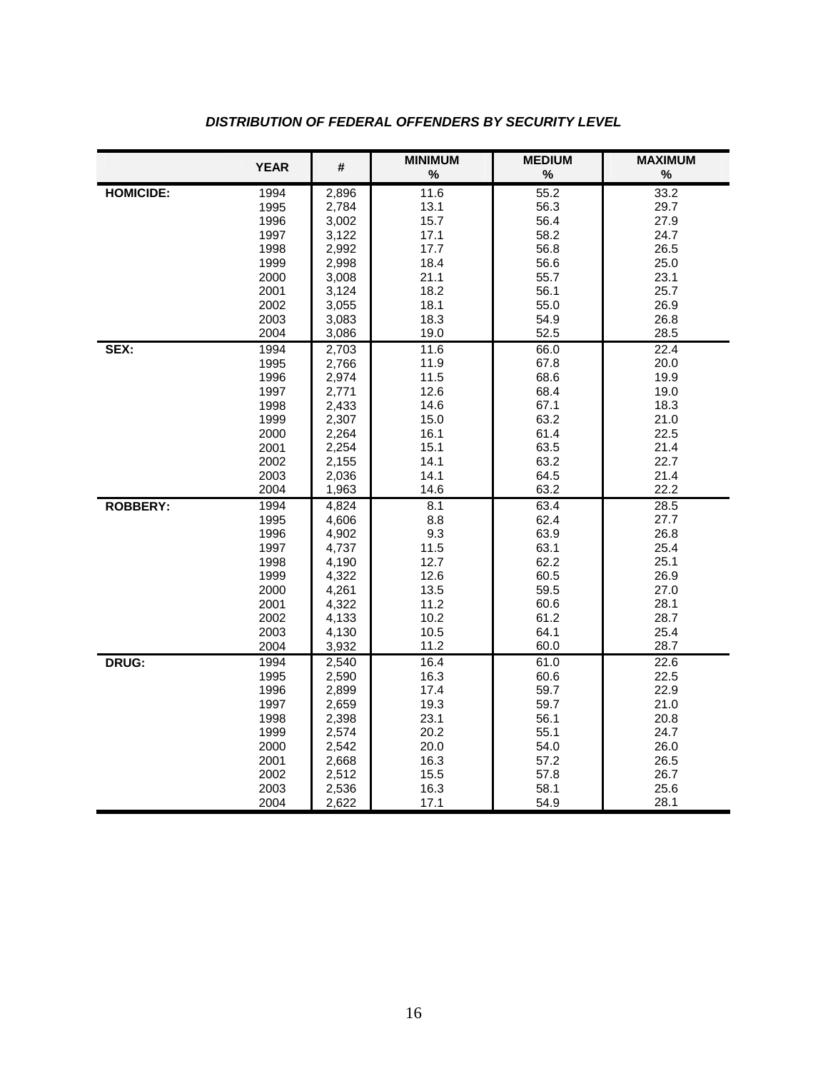*DISTRIBUTION OF FEDERAL OFFENDERS BY SECURITY LEVEL*

| | YEAR | # | MINIMUM % | MEDIUM % | MAXIMUM % |
|---|---|---|---|---|---|
| **HOMICIDE:** | 1994 | 2,896 | 11.6 | 55.2 | 33.2 |
| | 1995 | 2,784 | 13.1 | 56.3 | 29.7 |
| | 1996 | 3,002 | 15.7 | 56.4 | 27.9 |
| | 1997 | 3,122 | 17.1 | 58.2 | 24.7 |
| | 1998 | 2,992 | 17.7 | 56.8 | 26.5 |
| | 1999 | 2,998 | 18.4 | 56.6 | 25.0 |
| | 2000 | 3,008 | 21.1 | 55.7 | 23.1 |
| | 2001 | 3,124 | 18.2 | 56.1 | 25.7 |
| | 2002 | 3,055 | 18.1 | 55.0 | 26.9 |
| | 2003 | 3,083 | 18.3 | 54.9 | 26.8 |
| | 2004 | 3,086 | 19.0 | 52.5 | 28.5 |
| **SEX:** | 1994 | 2,703 | 11.6 | 66.0 | 22.4 |
| | 1995 | 2,766 | 11.9 | 67.8 | 20.0 |
| | 1996 | 2,974 | 11.5 | 68.6 | 19.9 |
| | 1997 | 2,771 | 12.6 | 68.4 | 19.0 |
| | 1998 | 2,433 | 14.6 | 67.1 | 18.3 |
| | 1999 | 2,307 | 15.0 | 63.2 | 21.0 |
| | 2000 | 2,264 | 16.1 | 61.4 | 22.5 |
| | 2001 | 2,254 | 15.1 | 63.5 | 21.4 |
| | 2002 | 2,155 | 14.1 | 63.2 | 22.7 |
| | 2003 | 2,036 | 14.1 | 64.5 | 21.4 |
| | 2004 | 1,963 | 14.6 | 63.2 | 22.2 |
| **ROBBERY:** | 1994 | 4,824 | 8.1 | 63.4 | 28.5 |
| | 1995 | 4,606 | 8.8 | 62.4 | 27.7 |
| | 1996 | 4,902 | 9.3 | 63.9 | 26.8 |
| | 1997 | 4,737 | 11.5 | 63.1 | 25.4 |
| | 1998 | 4,190 | 12.7 | 62.2 | 25.1 |
| | 1999 | 4,322 | 12.6 | 60.5 | 26.9 |
| | 2000 | 4,261 | 13.5 | 59.5 | 27.0 |
| | 2001 | 4,322 | 11.2 | 60.6 | 28.1 |
| | 2002 | 4,133 | 10.2 | 61.2 | 28.7 |
| | 2003 | 4,130 | 10.5 | 64.1 | 25.4 |
| | 2004 | 3,932 | 11.2 | 60.0 | 28.7 |
| **DRUG:** | 1994 | 2,540 | 16.4 | 61.0 | 22.6 |
| | 1995 | 2,590 | 16.3 | 60.6 | 22.5 |
| | 1996 | 2,899 | 17.4 | 59.7 | 22.9 |
| | 1997 | 2,659 | 19.3 | 59.7 | 21.0 |
| | 1998 | 2,398 | 23.1 | 56.1 | 20.8 |
| | 1999 | 2,574 | 20.2 | 55.1 | 24.7 |
| | 2000 | 2,542 | 20.0 | 54.0 | 26.0 |
| | 2001 | 2,668 | 16.3 | 57.2 | 26.5 |
| | 2002 | 2,512 | 15.5 | 57.8 | 26.7 |
| | 2003 | 2,536 | 16.3 | 58.1 | 25.6 |
| | 2004 | 2,622 | 17.1 | 54.9 | 28.1 |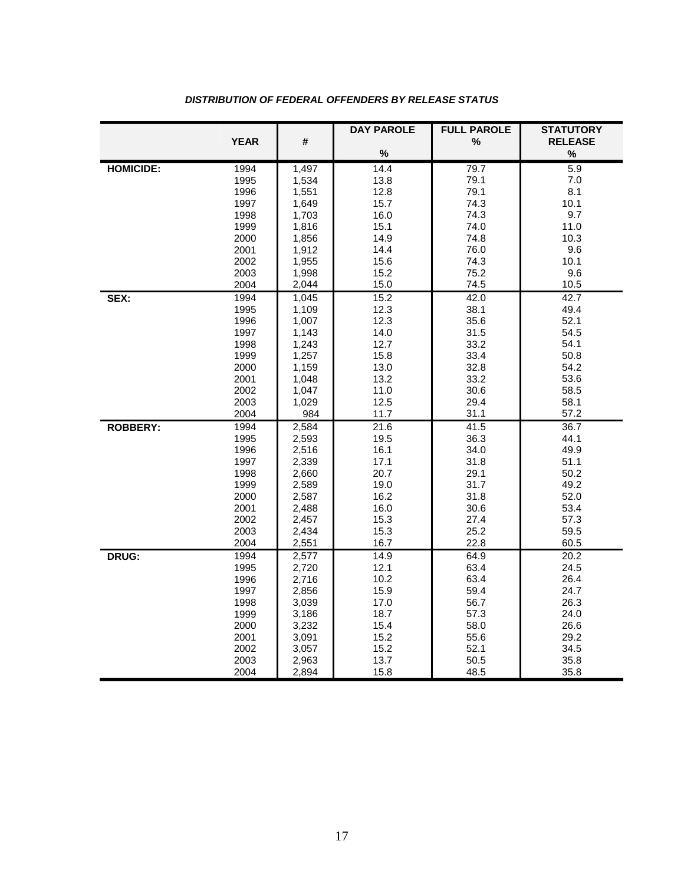***DISTRIBUTION OF FEDERAL OFFENDERS BY RELEASE STATUS***

| | YEAR | # | DAY PAROLE % | FULL PAROLE % | STATUTORY RELEASE % |
|---|---|---|---|---|---|
| **HOMICIDE:** | 1994 | 1,497 | 14.4 | 79.7 | 5.9 |
| | 1995 | 1,534 | 13.8 | 79.1 | 7.0 |
| | 1996 | 1,551 | 12.8 | 79.1 | 8.1 |
| | 1997 | 1,649 | 15.7 | 74.3 | 10.1 |
| | 1998 | 1,703 | 16.0 | 74.3 | 9.7 |
| | 1999 | 1,816 | 15.1 | 74.0 | 11.0 |
| | 2000 | 1,856 | 14.9 | 74.8 | 10.3 |
| | 2001 | 1,912 | 14.4 | 76.0 | 9.6 |
| | 2002 | 1,955 | 15.6 | 74.3 | 10.1 |
| | 2003 | 1,998 | 15.2 | 75.2 | 9.6 |
| | 2004 | 2,044 | 15.0 | 74.5 | 10.5 |
| **SEX:** | 1994 | 1,045 | 15.2 | 42.0 | 42.7 |
| | 1995 | 1,109 | 12.3 | 38.1 | 49.4 |
| | 1996 | 1,007 | 12.3 | 35.6 | 52.1 |
| | 1997 | 1,143 | 14.0 | 31.5 | 54.5 |
| | 1998 | 1,243 | 12.7 | 33.2 | 54.1 |
| | 1999 | 1,257 | 15.8 | 33.4 | 50.8 |
| | 2000 | 1,159 | 13.0 | 32.8 | 54.2 |
| | 2001 | 1,048 | 13.2 | 33.2 | 53.6 |
| | 2002 | 1,047 | 11.0 | 30.6 | 58.5 |
| | 2003 | 1,029 | 12.5 | 29.4 | 58.1 |
| | 2004 | 984 | 11.7 | 31.1 | 57.2 |
| **ROBBERY:** | 1994 | 2,584 | 21.6 | 41.5 | 36.7 |
| | 1995 | 2,593 | 19.5 | 36.3 | 44.1 |
| | 1996 | 2,516 | 16.1 | 34.0 | 49.9 |
| | 1997 | 2,339 | 17.1 | 31.8 | 51.1 |
| | 1998 | 2,660 | 20.7 | 29.1 | 50.2 |
| | 1999 | 2,589 | 19.0 | 31.7 | 49.2 |
| | 2000 | 2,587 | 16.2 | 31.8 | 52.0 |
| | 2001 | 2,488 | 16.0 | 30.6 | 53.4 |
| | 2002 | 2,457 | 15.3 | 27.4 | 57.3 |
| | 2003 | 2,434 | 15.3 | 25.2 | 59.5 |
| | 2004 | 2,551 | 16.7 | 22.8 | 60.5 |
| **DRUG:** | 1994 | 2,577 | 14.9 | 64.9 | 20.2 |
| | 1995 | 2,720 | 12.1 | 63.4 | 24.5 |
| | 1996 | 2,716 | 10.2 | 63.4 | 26.4 |
| | 1997 | 2,856 | 15.9 | 59.4 | 24.7 |
| | 1998 | 3,039 | 17.0 | 56.7 | 26.3 |
| | 1999 | 3,186 | 18.7 | 57.3 | 24.0 |
| | 2000 | 3,232 | 15.4 | 58.0 | 26.6 |
| | 2001 | 3,091 | 15.2 | 55.6 | 29.2 |
| | 2002 | 3,057 | 15.2 | 52.1 | 34.5 |
| | 2003 | 2,963 | 13.7 | 50.5 | 35.8 |
| | 2004 | 2,894 | 15.8 | 48.5 | 35.8 |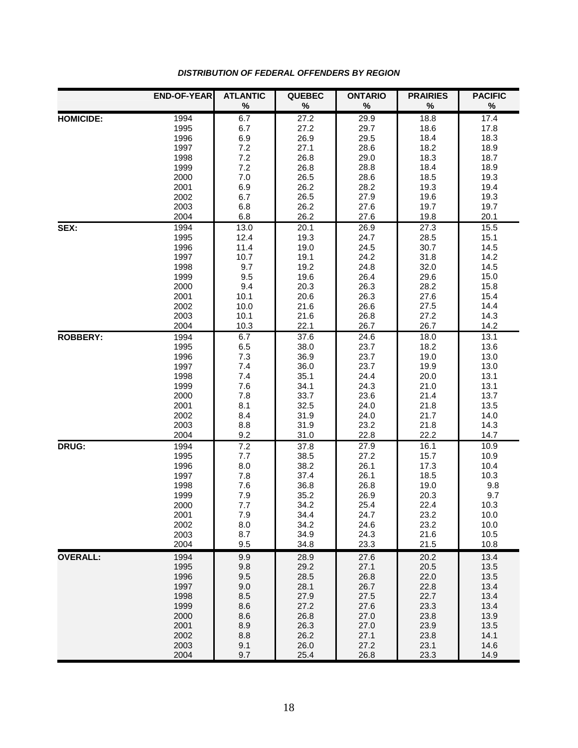***DISTRIBUTION OF FEDERAL OFFENDERS BY REGION***

| | END-OF-YEAR | ATLANTIC % | QUEBEC % | ONTARIO % | PRAIRIES % | PACIFIC % |
|---|---|---|---|---|---|---|
| **HOMICIDE:** | 1994 | 6.7 | 27.2 | 29.9 | 18.8 | 17.4 |
| | 1995 | 6.7 | 27.2 | 29.7 | 18.6 | 17.8 |
| | 1996 | 6.9 | 26.9 | 29.5 | 18.4 | 18.3 |
| | 1997 | 7.2 | 27.1 | 28.6 | 18.2 | 18.9 |
| | 1998 | 7.2 | 26.8 | 29.0 | 18.3 | 18.7 |
| | 1999 | 7.2 | 26.8 | 28.8 | 18.4 | 18.9 |
| | 2000 | 7.0 | 26.5 | 28.6 | 18.5 | 19.3 |
| | 2001 | 6.9 | 26.2 | 28.2 | 19.3 | 19.4 |
| | 2002 | 6.7 | 26.5 | 27.9 | 19.6 | 19.3 |
| | 2003 | 6.8 | 26.2 | 27.6 | 19.7 | 19.7 |
| | 2004 | 6.8 | 26.2 | 27.6 | 19.8 | 20.1 |
| **SEX:** | 1994 | 13.0 | 20.1 | 26.9 | 27.3 | 15.5 |
| | 1995 | 12.4 | 19.3 | 24.7 | 28.5 | 15.1 |
| | 1996 | 11.4 | 19.0 | 24.5 | 30.7 | 14.5 |
| | 1997 | 10.7 | 19.1 | 24.2 | 31.8 | 14.2 |
| | 1998 | 9.7 | 19.2 | 24.8 | 32.0 | 14.5 |
| | 1999 | 9.5 | 19.6 | 26.4 | 29.6 | 15.0 |
| | 2000 | 9.4 | 20.3 | 26.3 | 28.2 | 15.8 |
| | 2001 | 10.1 | 20.6 | 26.3 | 27.6 | 15.4 |
| | 2002 | 10.0 | 21.6 | 26.6 | 27.5 | 14.4 |
| | 2003 | 10.1 | 21.6 | 26.8 | 27.2 | 14.3 |
| | 2004 | 10.3 | 22.1 | 26.7 | 26.7 | 14.2 |
| **ROBBERY:** | 1994 | 6.7 | 37.6 | 24.6 | 18.0 | 13.1 |
| | 1995 | 6.5 | 38.0 | 23.7 | 18.2 | 13.6 |
| | 1996 | 7.3 | 36.9 | 23.7 | 19.0 | 13.0 |
| | 1997 | 7.4 | 36.0 | 23.7 | 19.9 | 13.0 |
| | 1998 | 7.4 | 35.1 | 24.4 | 20.0 | 13.1 |
| | 1999 | 7.6 | 34.1 | 24.3 | 21.0 | 13.1 |
| | 2000 | 7.8 | 33.7 | 23.6 | 21.4 | 13.7 |
| | 2001 | 8.1 | 32.5 | 24.0 | 21.8 | 13.5 |
| | 2002 | 8.4 | 31.9 | 24.0 | 21.7 | 14.0 |
| | 2003 | 8.8 | 31.9 | 23.2 | 21.8 | 14.3 |
| | 2004 | 9.2 | 31.0 | 22.8 | 22.2 | 14.7 |
| **DRUG:** | 1994 | 7.2 | 37.8 | 27.9 | 16.1 | 10.9 |
| | 1995 | 7.7 | 38.5 | 27.2 | 15.7 | 10.9 |
| | 1996 | 8.0 | 38.2 | 26.1 | 17.3 | 10.4 |
| | 1997 | 7.8 | 37.4 | 26.1 | 18.5 | 10.3 |
| | 1998 | 7.6 | 36.8 | 26.8 | 19.0 | 9.8 |
| | 1999 | 7.9 | 35.2 | 26.9 | 20.3 | 9.7 |
| | 2000 | 7.7 | 34.2 | 25.4 | 22.4 | 10.3 |
| | 2001 | 7.9 | 34.4 | 24.7 | 23.2 | 10.0 |
| | 2002 | 8.0 | 34.2 | 24.6 | 23.2 | 10.0 |
| | 2003 | 8.7 | 34.9 | 24.3 | 21.6 | 10.5 |
| | 2004 | 9.5 | 34.8 | 23.3 | 21.5 | 10.8 |
| **OVERALL:** | 1994 | 9.9 | 28.9 | 27.6 | 20.2 | 13.4 |
| | 1995 | 9.8 | 29.2 | 27.1 | 20.5 | 13.5 |
| | 1996 | 9.5 | 28.5 | 26.8 | 22.0 | 13.5 |
| | 1997 | 9.0 | 28.1 | 26.7 | 22.8 | 13.4 |
| | 1998 | 8.5 | 27.9 | 27.5 | 22.7 | 13.4 |
| | 1999 | 8.6 | 27.2 | 27.6 | 23.3 | 13.4 |
| | 2000 | 8.6 | 26.8 | 27.0 | 23.8 | 13.9 |
| | 2001 | 8.9 | 26.3 | 27.0 | 23.9 | 13.5 |
| | 2002 | 8.8 | 26.2 | 27.1 | 23.8 | 14.1 |
| | 2003 | 9.1 | 26.0 | 27.2 | 23.1 | 14.6 |
| | 2004 | 9.7 | 25.4 | 26.8 | 23.3 | 14.9 |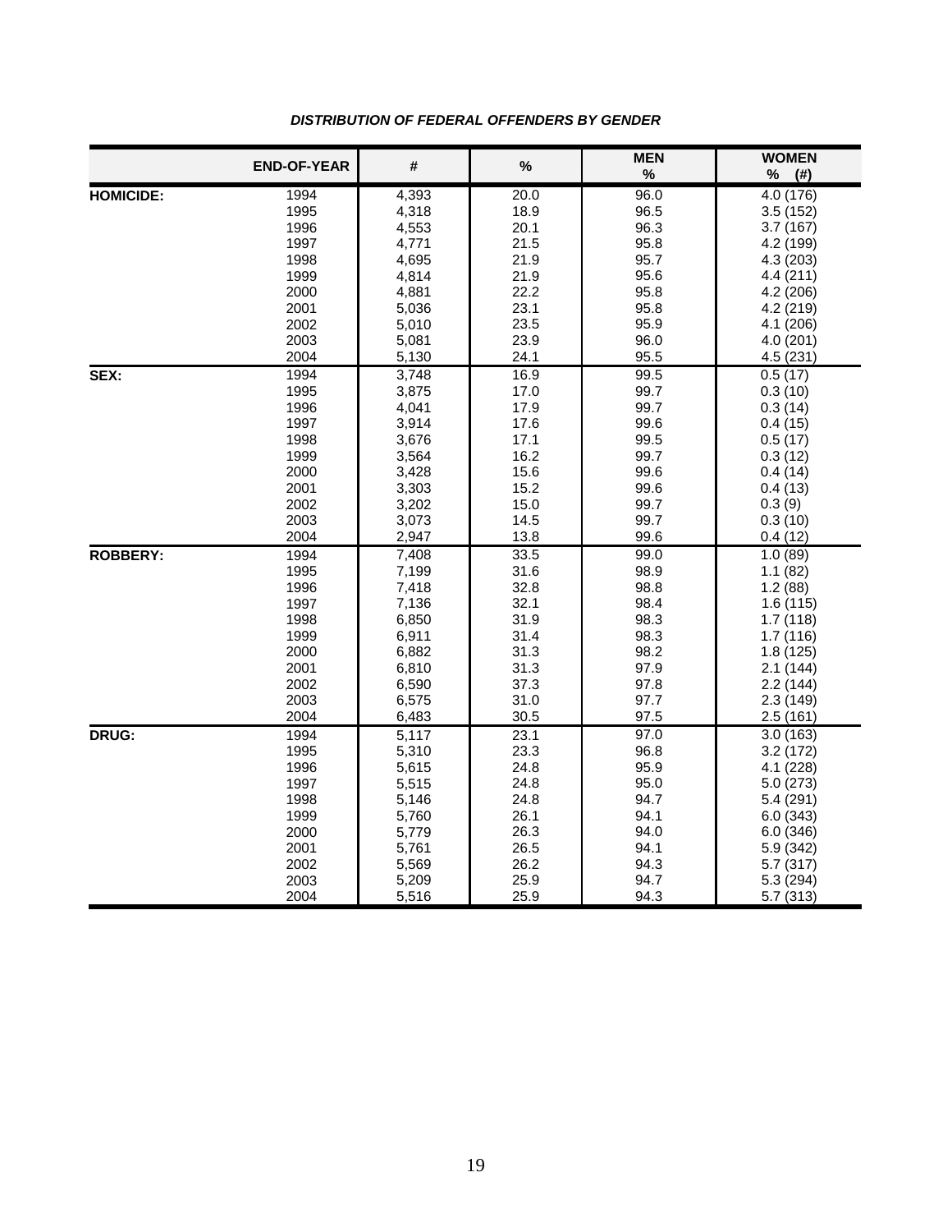*DISTRIBUTION OF FEDERAL OFFENDERS BY GENDER*

| | END-OF-YEAR | # | % | MEN % | WOMEN % (#) |
|---|---|---|---|---|---|
| **HOMICIDE:** | 1994 | 4,393 | 20.0 | 96.0 | 4.0 (176) |
| | 1995 | 4,318 | 18.9 | 96.5 | 3.5 (152) |
| | 1996 | 4,553 | 20.1 | 96.3 | 3.7 (167) |
| | 1997 | 4,771 | 21.5 | 95.8 | 4.2 (199) |
| | 1998 | 4,695 | 21.9 | 95.7 | 4.3 (203) |
| | 1999 | 4,814 | 21.9 | 95.6 | 4.4 (211) |
| | 2000 | 4,881 | 22.2 | 95.8 | 4.2 (206) |
| | 2001 | 5,036 | 23.1 | 95.8 | 4.2 (219) |
| | 2002 | 5,010 | 23.5 | 95.9 | 4.1 (206) |
| | 2003 | 5,081 | 23.9 | 96.0 | 4.0 (201) |
| | 2004 | 5,130 | 24.1 | 95.5 | 4.5 (231) |
| **SEX:** | 1994 | 3,748 | 16.9 | 99.5 | 0.5 (17) |
| | 1995 | 3,875 | 17.0 | 99.7 | 0.3 (10) |
| | 1996 | 4,041 | 17.9 | 99.7 | 0.3 (14) |
| | 1997 | 3,914 | 17.6 | 99.6 | 0.4 (15) |
| | 1998 | 3,676 | 17.1 | 99.5 | 0.5 (17) |
| | 1999 | 3,564 | 16.2 | 99.7 | 0.3 (12) |
| | 2000 | 3,428 | 15.6 | 99.6 | 0.4 (14) |
| | 2001 | 3,303 | 15.2 | 99.6 | 0.4 (13) |
| | 2002 | 3,202 | 15.0 | 99.7 | 0.3 (9) |
| | 2003 | 3,073 | 14.5 | 99.7 | 0.3 (10) |
| | 2004 | 2,947 | 13.8 | 99.6 | 0.4 (12) |
| **ROBBERY:** | 1994 | 7,408 | 33.5 | 99.0 | 1.0 (89) |
| | 1995 | 7,199 | 31.6 | 98.9 | 1.1 (82) |
| | 1996 | 7,418 | 32.8 | 98.8 | 1.2 (88) |
| | 1997 | 7,136 | 32.1 | 98.4 | 1.6 (115) |
| | 1998 | 6,850 | 31.9 | 98.3 | 1.7 (118) |
| | 1999 | 6,911 | 31.4 | 98.3 | 1.7 (116) |
| | 2000 | 6,882 | 31.3 | 98.2 | 1.8 (125) |
| | 2001 | 6,810 | 31.3 | 97.9 | 2.1 (144) |
| | 2002 | 6,590 | 37.3 | 97.8 | 2.2 (144) |
| | 2003 | 6,575 | 31.0 | 97.7 | 2.3 (149) |
| | 2004 | 6,483 | 30.5 | 97.5 | 2.5 (161) |
| **DRUG:** | 1994 | 5,117 | 23.1 | 97.0 | 3.0 (163) |
| | 1995 | 5,310 | 23.3 | 96.8 | 3.2 (172) |
| | 1996 | 5,615 | 24.8 | 95.9 | 4.1 (228) |
| | 1997 | 5,515 | 24.8 | 95.0 | 5.0 (273) |
| | 1998 | 5,146 | 24.8 | 94.7 | 5.4 (291) |
| | 1999 | 5,760 | 26.1 | 94.1 | 6.0 (343) |
| | 2000 | 5,779 | 26.3 | 94.0 | 6.0 (346) |
| | 2001 | 5,761 | 26.5 | 94.1 | 5.9 (342) |
| | 2002 | 5,569 | 26.2 | 94.3 | 5.7 (317) |
| | 2003 | 5,209 | 25.9 | 94.7 | 5.3 (294) |
| | 2004 | 5,516 | 25.9 | 94.3 | 5.7 (313) |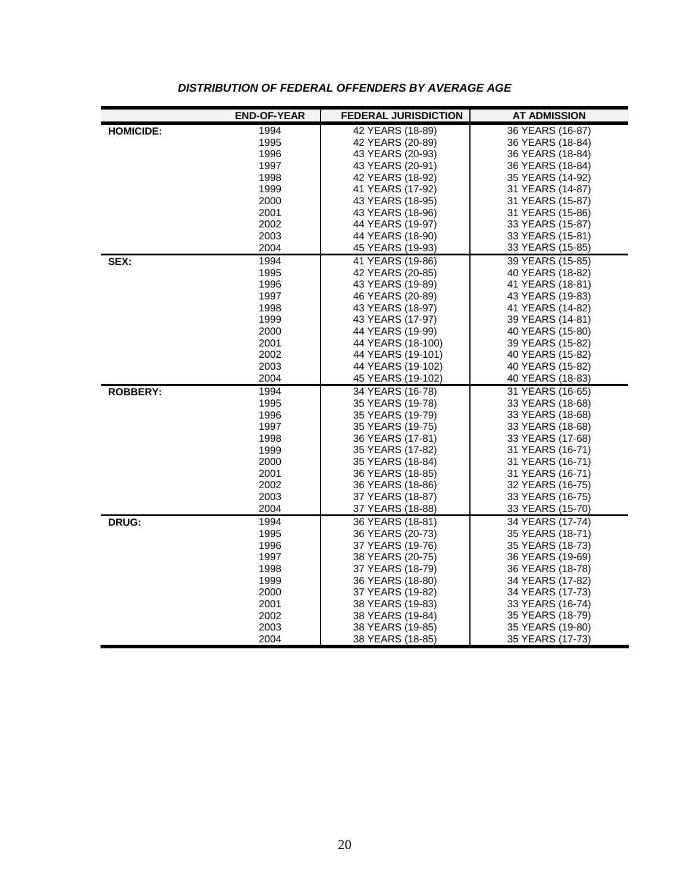***DISTRIBUTION OF FEDERAL OFFENDERS BY AVERAGE AGE***

| | END-OF-YEAR | FEDERAL JURISDICTION | AT ADMISSION |
|---|---|---|---|
| **HOMICIDE:** | 1994 | 42 YEARS (18-89) | 36 YEARS (16-87) |
| | 1995 | 42 YEARS (20-89) | 36 YEARS (18-84) |
| | 1996 | 43 YEARS (20-93) | 36 YEARS (18-84) |
| | 1997 | 43 YEARS (20-91) | 36 YEARS (18-84) |
| | 1998 | 42 YEARS (18-92) | 35 YEARS (14-92) |
| | 1999 | 41 YEARS (17-92) | 31 YEARS (14-87) |
| | 2000 | 43 YEARS (18-95) | 31 YEARS (15-87) |
| | 2001 | 43 YEARS (18-96) | 31 YEARS (15-86) |
| | 2002 | 44 YEARS (19-97) | 33 YEARS (15-87) |
| | 2003 | 44 YEARS (18-90) | 33 YEARS (15-81) |
| | 2004 | 45 YEARS (19-93) | 33 YEARS (15-85) |
| **SEX:** | 1994 | 41 YEARS (19-86) | 39 YEARS (15-85) |
| | 1995 | 42 YEARS (20-85) | 40 YEARS (18-82) |
| | 1996 | 43 YEARS (19-89) | 41 YEARS (18-81) |
| | 1997 | 46 YEARS (20-89) | 43 YEARS (19-83) |
| | 1998 | 43 YEARS (18-97) | 41 YEARS (14-82) |
| | 1999 | 43 YEARS (17-97) | 39 YEARS (14-81) |
| | 2000 | 44 YEARS (19-99) | 40 YEARS (15-80) |
| | 2001 | 44 YEARS (18-100) | 39 YEARS (15-82) |
| | 2002 | 44 YEARS (19-101) | 40 YEARS (15-82) |
| | 2003 | 44 YEARS (19-102) | 40 YEARS (15-82) |
| | 2004 | 45 YEARS (19-102) | 40 YEARS (18-83) |
| **ROBBERY:** | 1994 | 34 YEARS (16-78) | 31 YEARS (16-65) |
| | 1995 | 35 YEARS (19-78) | 33 YEARS (18-68) |
| | 1996 | 35 YEARS (19-79) | 33 YEARS (18-68) |
| | 1997 | 35 YEARS (19-75) | 33 YEARS (18-68) |
| | 1998 | 36 YEARS (17-81) | 33 YEARS (17-68) |
| | 1999 | 35 YEARS (17-82) | 31 YEARS (16-71) |
| | 2000 | 35 YEARS (18-84) | 31 YEARS (16-71) |
| | 2001 | 36 YEARS (18-85) | 31 YEARS (16-71) |
| | 2002 | 36 YEARS (18-86) | 32 YEARS (16-75) |
| | 2003 | 37 YEARS (18-87) | 33 YEARS (16-75) |
| | 2004 | 37 YEARS (18-88) | 33 YEARS (15-70) |
| **DRUG:** | 1994 | 36 YEARS (18-81) | 34 YEARS (17-74) |
| | 1995 | 36 YEARS (20-73) | 35 YEARS (18-71) |
| | 1996 | 37 YEARS (19-76) | 35 YEARS (18-73) |
| | 1997 | 38 YEARS (20-75) | 36 YEARS (19-69) |
| | 1998 | 37 YEARS (18-79) | 36 YEARS (18-78) |
| | 1999 | 36 YEARS (18-80) | 34 YEARS (17-82) |
| | 2000 | 37 YEARS (19-82) | 34 YEARS (17-73) |
| | 2001 | 38 YEARS (19-83) | 33 YEARS (16-74) |
| | 2002 | 38 YEARS (19-84) | 35 YEARS (18-79) |
| | 2003 | 38 YEARS (19-85) | 35 YEARS (19-80) |
| | 2004 | 38 YEARS (18-85) | 35 YEARS (17-73) |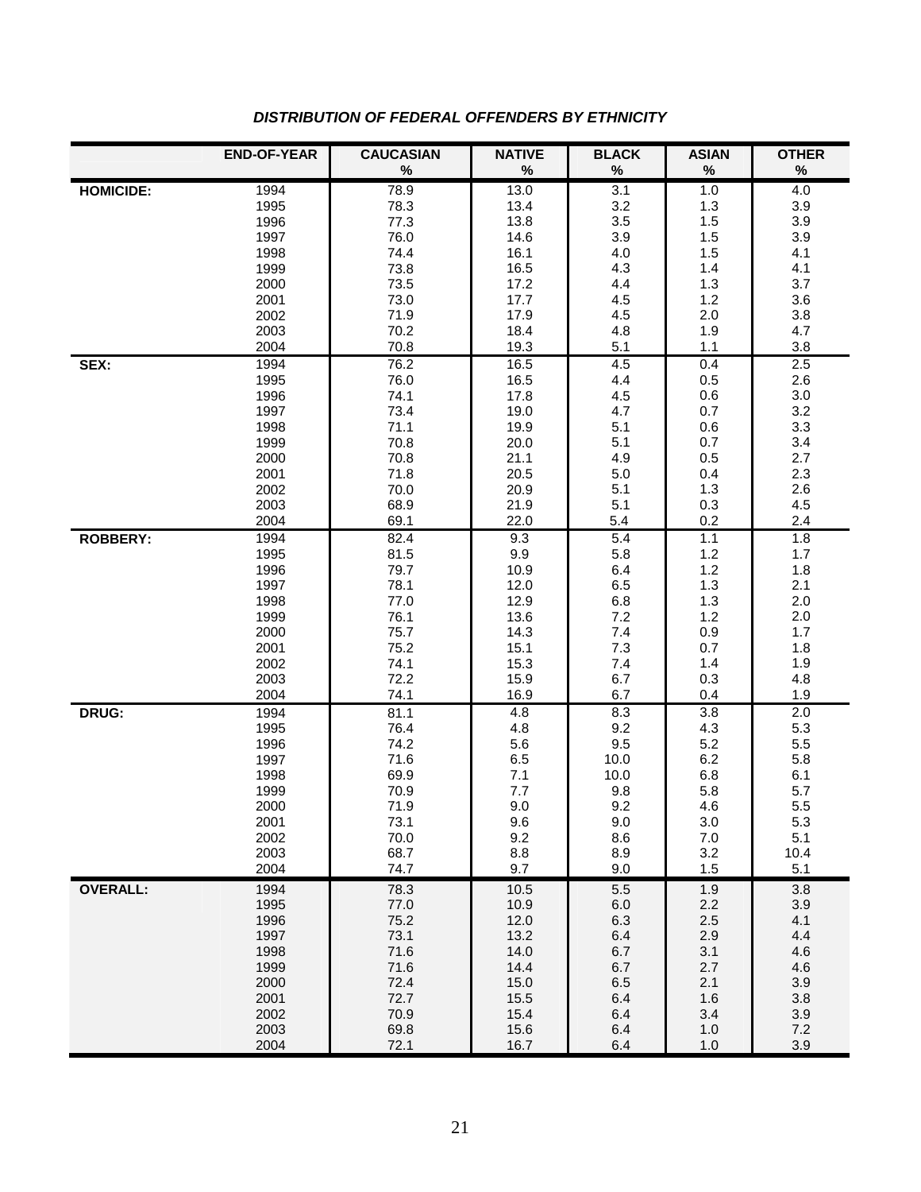***DISTRIBUTION OF FEDERAL OFFENDERS BY ETHNICITY***

| | END-OF-YEAR | CAUCASIAN % | NATIVE % | BLACK % | ASIAN % | OTHER % |
|---|---|---|---|---|---|---|
| **HOMICIDE:** | 1994 | 78.9 | 13.0 | 3.1 | 1.0 | 4.0 |
| | 1995 | 78.3 | 13.4 | 3.2 | 1.3 | 3.9 |
| | 1996 | 77.3 | 13.8 | 3.5 | 1.5 | 3.9 |
| | 1997 | 76.0 | 14.6 | 3.9 | 1.5 | 3.9 |
| | 1998 | 74.4 | 16.1 | 4.0 | 1.5 | 4.1 |
| | 1999 | 73.8 | 16.5 | 4.3 | 1.4 | 4.1 |
| | 2000 | 73.5 | 17.2 | 4.4 | 1.3 | 3.7 |
| | 2001 | 73.0 | 17.7 | 4.5 | 1.2 | 3.6 |
| | 2002 | 71.9 | 17.9 | 4.5 | 2.0 | 3.8 |
| | 2003 | 70.2 | 18.4 | 4.8 | 1.9 | 4.7 |
| | 2004 | 70.8 | 19.3 | 5.1 | 1.1 | 3.8 |
| **SEX:** | 1994 | 76.2 | 16.5 | 4.5 | 0.4 | 2.5 |
| | 1995 | 76.0 | 16.5 | 4.4 | 0.5 | 2.6 |
| | 1996 | 74.1 | 17.8 | 4.5 | 0.6 | 3.0 |
| | 1997 | 73.4 | 19.0 | 4.7 | 0.7 | 3.2 |
| | 1998 | 71.1 | 19.9 | 5.1 | 0.6 | 3.3 |
| | 1999 | 70.8 | 20.0 | 5.1 | 0.7 | 3.4 |
| | 2000 | 70.8 | 21.1 | 4.9 | 0.5 | 2.7 |
| | 2001 | 71.8 | 20.5 | 5.0 | 0.4 | 2.3 |
| | 2002 | 70.0 | 20.9 | 5.1 | 1.3 | 2.6 |
| | 2003 | 68.9 | 21.9 | 5.1 | 0.3 | 4.5 |
| | 2004 | 69.1 | 22.0 | 5.4 | 0.2 | 2.4 |
| **ROBBERY:** | 1994 | 82.4 | 9.3 | 5.4 | 1.1 | 1.8 |
| | 1995 | 81.5 | 9.9 | 5.8 | 1.2 | 1.7 |
| | 1996 | 79.7 | 10.9 | 6.4 | 1.2 | 1.8 |
| | 1997 | 78.1 | 12.0 | 6.5 | 1.3 | 2.1 |
| | 1998 | 77.0 | 12.9 | 6.8 | 1.3 | 2.0 |
| | 1999 | 76.1 | 13.6 | 7.2 | 1.2 | 2.0 |
| | 2000 | 75.7 | 14.3 | 7.4 | 0.9 | 1.7 |
| | 2001 | 75.2 | 15.1 | 7.3 | 0.7 | 1.8 |
| | 2002 | 74.1 | 15.3 | 7.4 | 1.4 | 1.9 |
| | 2003 | 72.2 | 15.9 | 6.7 | 0.3 | 4.8 |
| | 2004 | 74.1 | 16.9 | 6.7 | 0.4 | 1.9 |
| **DRUG:** | 1994 | 81.1 | 4.8 | 8.3 | 3.8 | 2.0 |
| | 1995 | 76.4 | 4.8 | 9.2 | 4.3 | 5.3 |
| | 1996 | 74.2 | 5.6 | 9.5 | 5.2 | 5.5 |
| | 1997 | 71.6 | 6.5 | 10.0 | 6.2 | 5.8 |
| | 1998 | 69.9 | 7.1 | 10.0 | 6.8 | 6.1 |
| | 1999 | 70.9 | 7.7 | 9.8 | 5.8 | 5.7 |
| | 2000 | 71.9 | 9.0 | 9.2 | 4.6 | 5.5 |
| | 2001 | 73.1 | 9.6 | 9.0 | 3.0 | 5.3 |
| | 2002 | 70.0 | 9.2 | 8.6 | 7.0 | 5.1 |
| | 2003 | 68.7 | 8.8 | 8.9 | 3.2 | 10.4 |
| | 2004 | 74.7 | 9.7 | 9.0 | 1.5 | 5.1 |
| **OVERALL:** | 1994 | 78.3 | 10.5 | 5.5 | 1.9 | 3.8 |
| | 1995 | 77.0 | 10.9 | 6.0 | 2.2 | 3.9 |
| | 1996 | 75.2 | 12.0 | 6.3 | 2.5 | 4.1 |
| | 1997 | 73.1 | 13.2 | 6.4 | 2.9 | 4.4 |
| | 1998 | 71.6 | 14.0 | 6.7 | 3.1 | 4.6 |
| | 1999 | 71.6 | 14.4 | 6.7 | 2.7 | 4.6 |
| | 2000 | 72.4 | 15.0 | 6.5 | 2.1 | 3.9 |
| | 2001 | 72.7 | 15.5 | 6.4 | 1.6 | 3.8 |
| | 2002 | 70.9 | 15.4 | 6.4 | 3.4 | 3.9 |
| | 2003 | 69.8 | 15.6 | 6.4 | 1.0 | 7.2 |
| | 2004 | 72.1 | 16.7 | 6.4 | 1.0 | 3.9 |